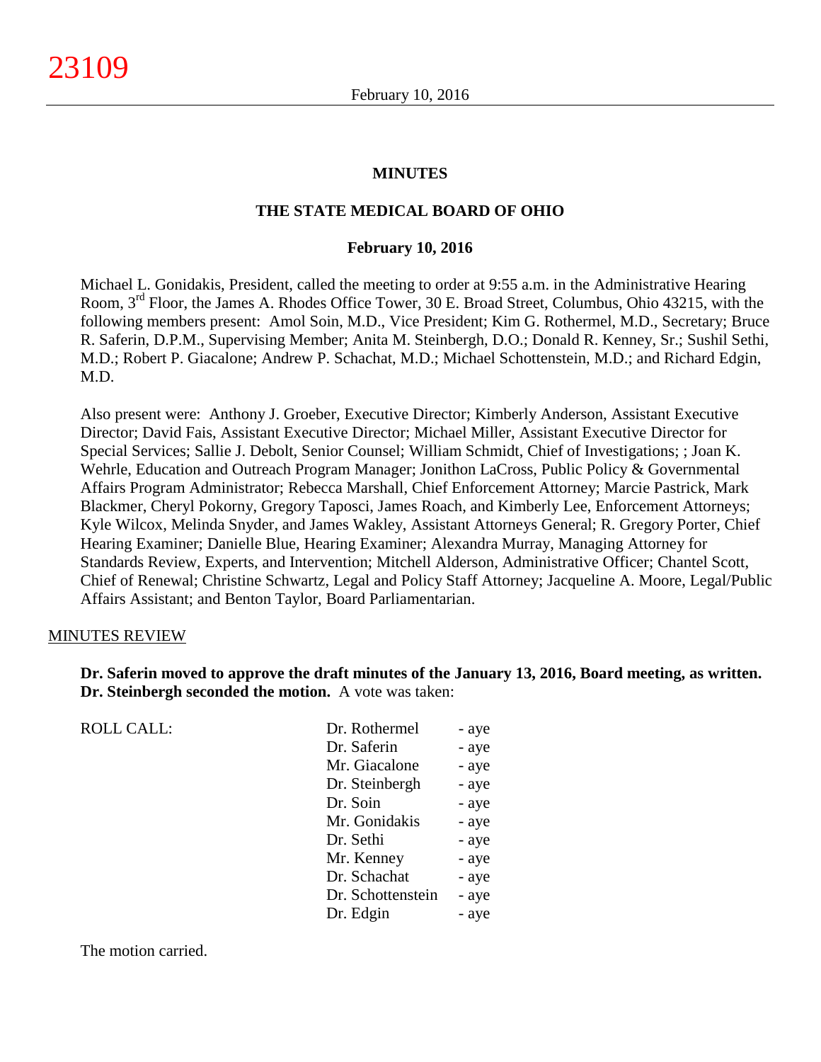# MINUTES

## THE STATE MEDICAL BOARD OF OHIO

### February 10, 2016

Michael L. Gonidakis, President, called the meeting to order at 9:55 a.m. in the Administrative Hearing Room, 3rd Floor, the James A. Rhodes Office Tower, 30 E. Broad Street, Columbus, Ohio 43215, with the following members present: Amol Soin, M.D., Vice President; Kim G. Rothermel, M.D., Secretary; Bruce R. Saferin, D.P.M., Supervising Member; Anita M. Steinbergh, D.O.; Donald R. Kenney, Sr.; Sushil Sethi, M.D.; Robert P. Giacalone; Andrew P. Schachat, M.D.; Michael Schottenstein, M.D.; and Richard Edgin, M.D.

Also present were: Anthony J. Groeber, Executive Director; Kimberly Anderson, Assistant Executive Director; David Fais, Assistant Executive Director; Michael Miller, Assistant Executive Director for Special Services; Sallie J. Debolt, Senior Counsel; William Schmidt, Chief of Investigations; ; Joan K. Wehrle, Education and Outreach Program Manager; Jonithon LaCross, Public Policy & Governmental Affairs Program Administrator; Rebecca Marshall, Chief Enforcement Attorney; Marcie Pastrick, Mark Blackmer, Cheryl Pokorny, Gregory Taposci, James Roach, and Kimberly Lee, Enforcement Attorneys; Kyle Wilcox, Melinda Snyder, and James Wakley, Assistant Attorneys General; R. Gregory Porter, Chief Hearing Examiner; Danielle Blue, Hearing Examiner; Alexandra Murray, Managing Attorney for Standards Review, Experts, and Intervention; Mitchell Alderson, Administrative Officer; Chantel Scott, Chief of Renewal; Christine Schwartz, Legal and Policy Staff Attorney; Jacqueline A. Moore, Legal/Public Affairs Assistant; and Benton Taylor, Board Parliamentarian.

MINUTES REVIEW

**Dr. Saferin moved to approve the draft minutes of the January 13, 2016, Board meeting, as written. Dr. Steinbergh seconded the motion.** A vote was taken:

| ROLL CALL: | | |
|---|---|---|
| | Dr. Rothermel | - aye |
| | Dr. Saferin | - aye |
| | Mr. Giacalone | - aye |
| | Dr. Steinbergh | - aye |
| | Dr. Soin | - aye |
| | Mr. Gonidakis | - aye |
| | Dr. Sethi | - aye |
| | Mr. Kenney | - aye |
| | Dr. Schachat | - aye |
| | Dr. Schottenstein | - aye |
| | Dr. Edgin | - aye |

The motion carried.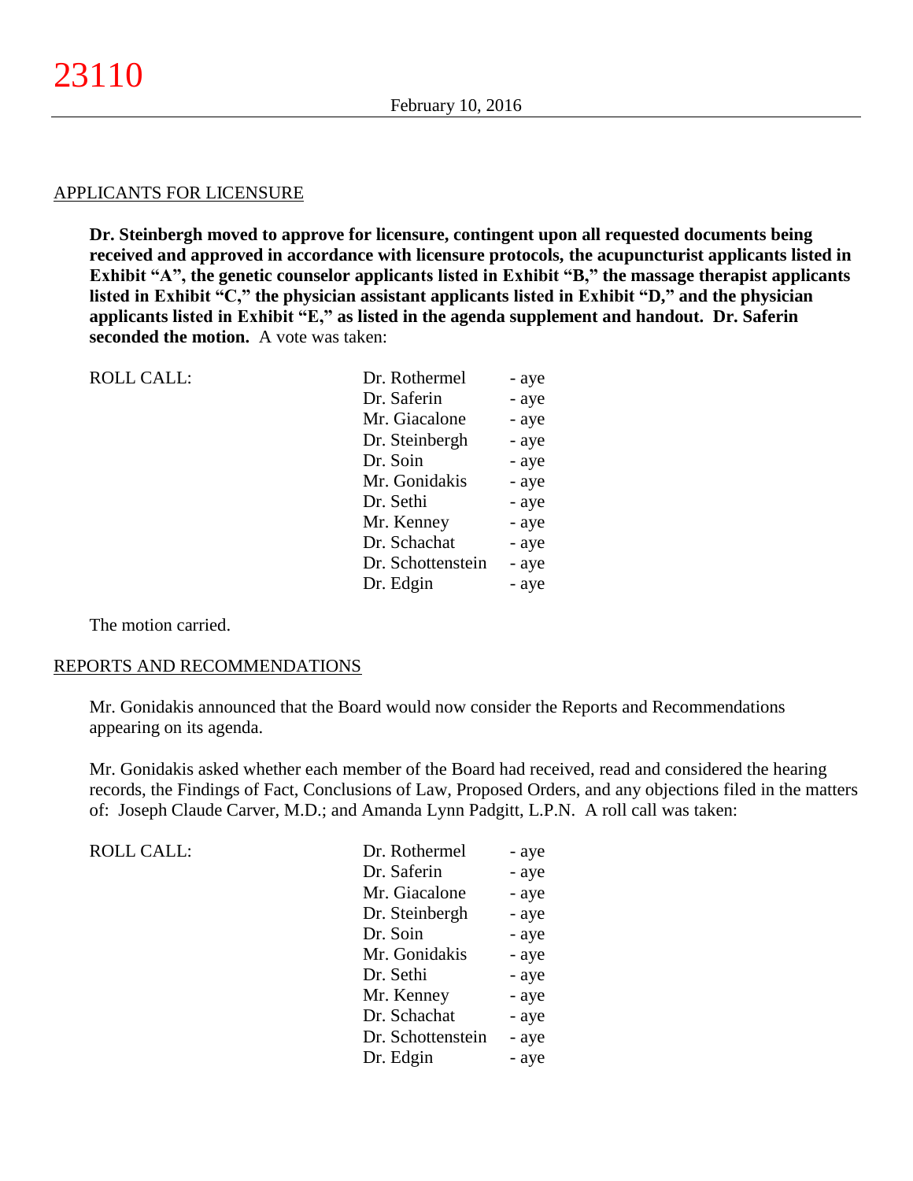APPLICANTS FOR LICENSURE

**Dr. Steinbergh moved to approve for licensure, contingent upon all requested documents being received and approved in accordance with licensure protocols, the acupuncturist applicants listed in Exhibit "A", the genetic counselor applicants listed in Exhibit "B," the massage therapist applicants listed in Exhibit "C," the physician assistant applicants listed in Exhibit "D," and the physician applicants listed in Exhibit "E," as listed in the agenda supplement and handout. Dr. Saferin seconded the motion.** A vote was taken:

| ROLL CALL: | | |
|---|---|---|
| | Dr. Rothermel | - aye |
| | Dr. Saferin | - aye |
| | Mr. Giacalone | - aye |
| | Dr. Steinbergh | - aye |
| | Dr. Soin | - aye |
| | Mr. Gonidakis | - aye |
| | Dr. Sethi | - aye |
| | Mr. Kenney | - aye |
| | Dr. Schachat | - aye |
| | Dr. Schottenstein | - aye |
| | Dr. Edgin | - aye |

The motion carried.

REPORTS AND RECOMMENDATIONS

Mr. Gonidakis announced that the Board would now consider the Reports and Recommendations appearing on its agenda.

Mr. Gonidakis asked whether each member of the Board had received, read and considered the hearing records, the Findings of Fact, Conclusions of Law, Proposed Orders, and any objections filed in the matters of: Joseph Claude Carver, M.D.; and Amanda Lynn Padgitt, L.P.N. A roll call was taken:

| ROLL CALL: | | |
|---|---|---|
| | Dr. Rothermel | - aye |
| | Dr. Saferin | - aye |
| | Mr. Giacalone | - aye |
| | Dr. Steinbergh | - aye |
| | Dr. Soin | - aye |
| | Mr. Gonidakis | - aye |
| | Dr. Sethi | - aye |
| | Mr. Kenney | - aye |
| | Dr. Schachat | - aye |
| | Dr. Schottenstein | - aye |
| | Dr. Edgin | - aye |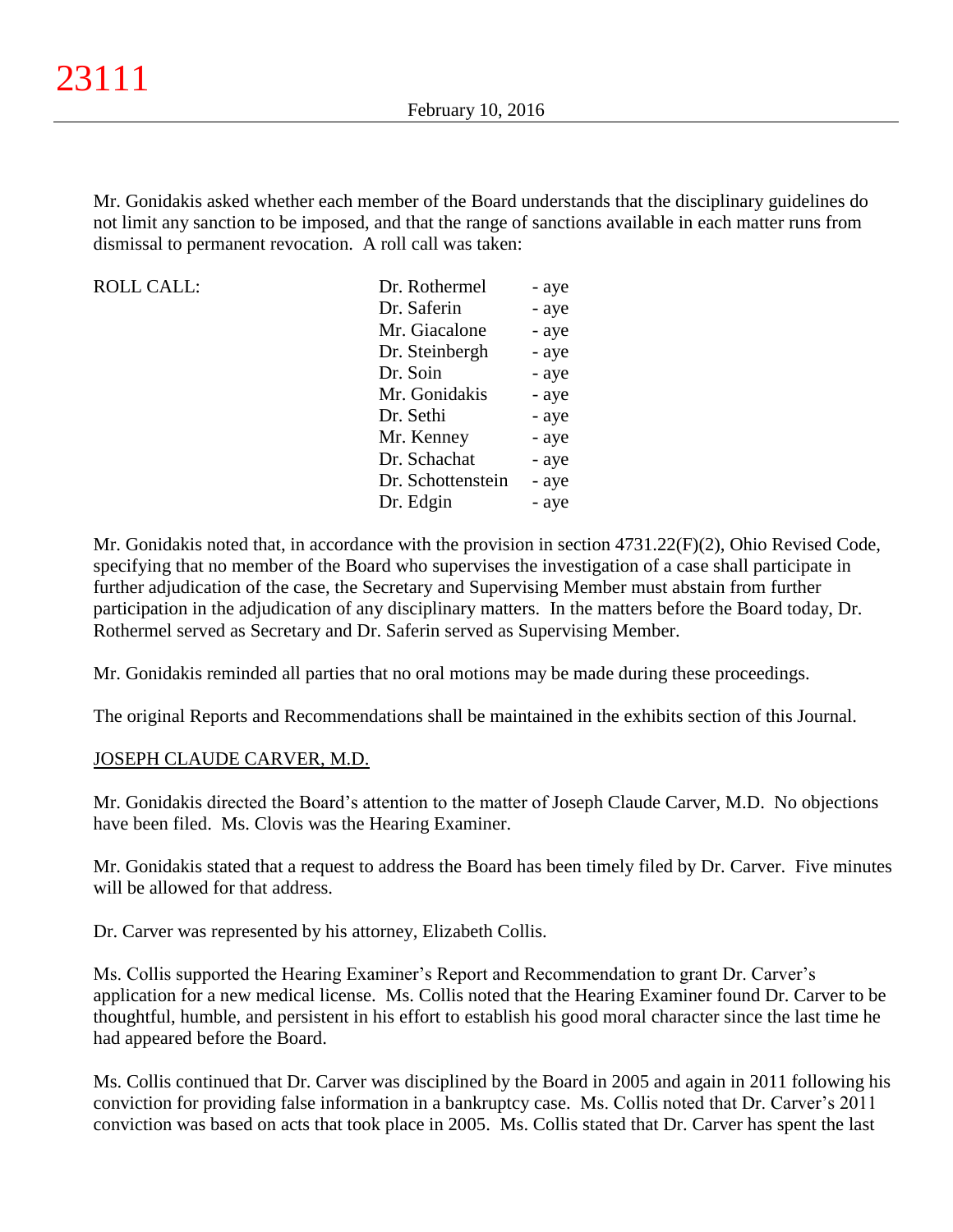Mr. Gonidakis asked whether each member of the Board understands that the disciplinary guidelines do not limit any sanction to be imposed, and that the range of sanctions available in each matter runs from dismissal to permanent revocation. A roll call was taken:

| ROLL CALL: | | |
|---|---|---|
| | Dr. Rothermel | - aye |
| | Dr. Saferin | - aye |
| | Mr. Giacalone | - aye |
| | Dr. Steinbergh | - aye |
| | Dr. Soin | - aye |
| | Mr. Gonidakis | - aye |
| | Dr. Sethi | - aye |
| | Mr. Kenney | - aye |
| | Dr. Schachat | - aye |
| | Dr. Schottenstein | - aye |
| | Dr. Edgin | - aye |

Mr. Gonidakis noted that, in accordance with the provision in section 4731.22(F)(2), Ohio Revised Code, specifying that no member of the Board who supervises the investigation of a case shall participate in further adjudication of the case, the Secretary and Supervising Member must abstain from further participation in the adjudication of any disciplinary matters. In the matters before the Board today, Dr. Rothermel served as Secretary and Dr. Saferin served as Supervising Member.

Mr. Gonidakis reminded all parties that no oral motions may be made during these proceedings.

The original Reports and Recommendations shall be maintained in the exhibits section of this Journal.

JOSEPH CLAUDE CARVER, M.D.

Mr. Gonidakis directed the Board's attention to the matter of Joseph Claude Carver, M.D. No objections have been filed. Ms. Clovis was the Hearing Examiner.

Mr. Gonidakis stated that a request to address the Board has been timely filed by Dr. Carver. Five minutes will be allowed for that address.

Dr. Carver was represented by his attorney, Elizabeth Collis.

Ms. Collis supported the Hearing Examiner's Report and Recommendation to grant Dr. Carver's application for a new medical license. Ms. Collis noted that the Hearing Examiner found Dr. Carver to be thoughtful, humble, and persistent in his effort to establish his good moral character since the last time he had appeared before the Board.

Ms. Collis continued that Dr. Carver was disciplined by the Board in 2005 and again in 2011 following his conviction for providing false information in a bankruptcy case. Ms. Collis noted that Dr. Carver's 2011 conviction was based on acts that took place in 2005. Ms. Collis stated that Dr. Carver has spent the last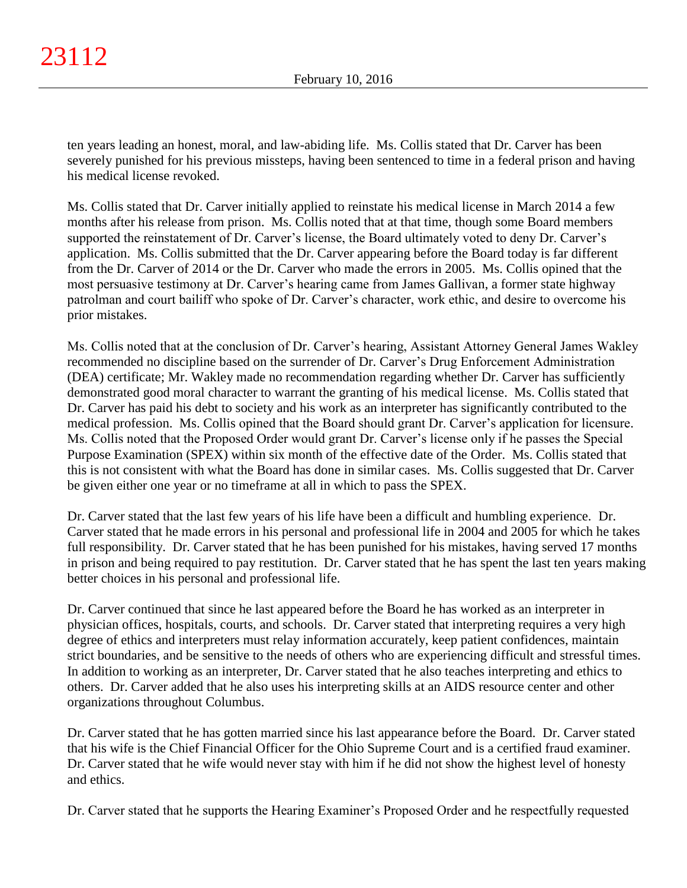ten years leading an honest, moral, and law-abiding life. Ms. Collis stated that Dr. Carver has been severely punished for his previous missteps, having been sentenced to time in a federal prison and having his medical license revoked.

Ms. Collis stated that Dr. Carver initially applied to reinstate his medical license in March 2014 a few months after his release from prison. Ms. Collis noted that at that time, though some Board members supported the reinstatement of Dr. Carver's license, the Board ultimately voted to deny Dr. Carver's application. Ms. Collis submitted that the Dr. Carver appearing before the Board today is far different from the Dr. Carver of 2014 or the Dr. Carver who made the errors in 2005. Ms. Collis opined that the most persuasive testimony at Dr. Carver's hearing came from James Gallivan, a former state highway patrolman and court bailiff who spoke of Dr. Carver's character, work ethic, and desire to overcome his prior mistakes.

Ms. Collis noted that at the conclusion of Dr. Carver's hearing, Assistant Attorney General James Wakley recommended no discipline based on the surrender of Dr. Carver's Drug Enforcement Administration (DEA) certificate; Mr. Wakley made no recommendation regarding whether Dr. Carver has sufficiently demonstrated good moral character to warrant the granting of his medical license. Ms. Collis stated that Dr. Carver has paid his debt to society and his work as an interpreter has significantly contributed to the medical profession. Ms. Collis opined that the Board should grant Dr. Carver's application for licensure. Ms. Collis noted that the Proposed Order would grant Dr. Carver's license only if he passes the Special Purpose Examination (SPEX) within six month of the effective date of the Order. Ms. Collis stated that this is not consistent with what the Board has done in similar cases. Ms. Collis suggested that Dr. Carver be given either one year or no timeframe at all in which to pass the SPEX.

Dr. Carver stated that the last few years of his life have been a difficult and humbling experience. Dr. Carver stated that he made errors in his personal and professional life in 2004 and 2005 for which he takes full responsibility. Dr. Carver stated that he has been punished for his mistakes, having served 17 months in prison and being required to pay restitution. Dr. Carver stated that he has spent the last ten years making better choices in his personal and professional life.

Dr. Carver continued that since he last appeared before the Board he has worked as an interpreter in physician offices, hospitals, courts, and schools. Dr. Carver stated that interpreting requires a very high degree of ethics and interpreters must relay information accurately, keep patient confidences, maintain strict boundaries, and be sensitive to the needs of others who are experiencing difficult and stressful times. In addition to working as an interpreter, Dr. Carver stated that he also teaches interpreting and ethics to others. Dr. Carver added that he also uses his interpreting skills at an AIDS resource center and other organizations throughout Columbus.

Dr. Carver stated that he has gotten married since his last appearance before the Board. Dr. Carver stated that his wife is the Chief Financial Officer for the Ohio Supreme Court and is a certified fraud examiner. Dr. Carver stated that he wife would never stay with him if he did not show the highest level of honesty and ethics.

Dr. Carver stated that he supports the Hearing Examiner's Proposed Order and he respectfully requested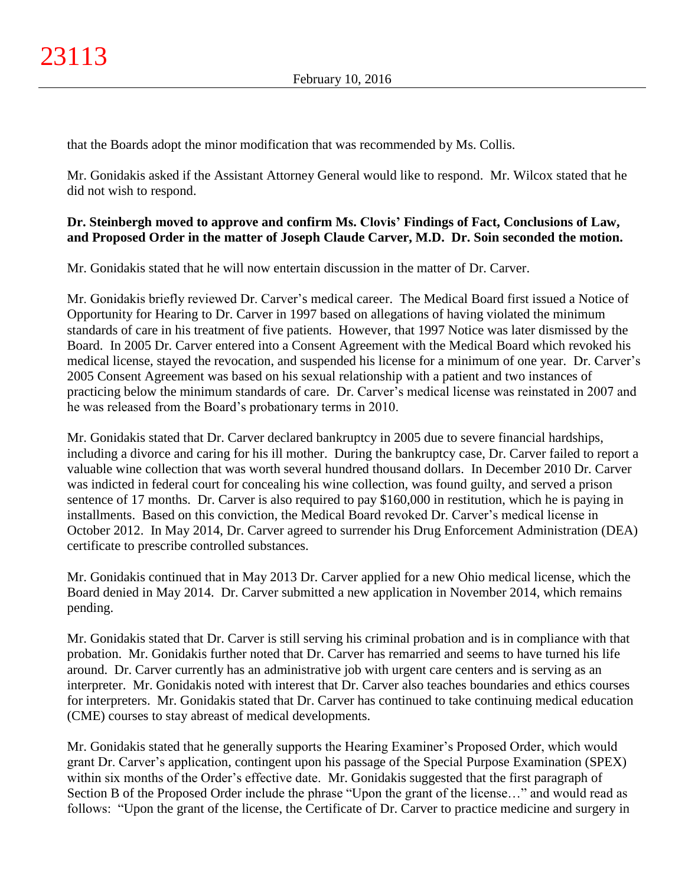that the Boards adopt the minor modification that was recommended by Ms. Collis.

Mr. Gonidakis asked if the Assistant Attorney General would like to respond. Mr. Wilcox stated that he did not wish to respond.

**Dr. Steinbergh moved to approve and confirm Ms. Clovis' Findings of Fact, Conclusions of Law, and Proposed Order in the matter of Joseph Claude Carver, M.D. Dr. Soin seconded the motion.**

Mr. Gonidakis stated that he will now entertain discussion in the matter of Dr. Carver.

Mr. Gonidakis briefly reviewed Dr. Carver's medical career. The Medical Board first issued a Notice of Opportunity for Hearing to Dr. Carver in 1997 based on allegations of having violated the minimum standards of care in his treatment of five patients. However, that 1997 Notice was later dismissed by the Board. In 2005 Dr. Carver entered into a Consent Agreement with the Medical Board which revoked his medical license, stayed the revocation, and suspended his license for a minimum of one year. Dr. Carver's 2005 Consent Agreement was based on his sexual relationship with a patient and two instances of practicing below the minimum standards of care. Dr. Carver's medical license was reinstated in 2007 and he was released from the Board's probationary terms in 2010.

Mr. Gonidakis stated that Dr. Carver declared bankruptcy in 2005 due to severe financial hardships, including a divorce and caring for his ill mother. During the bankruptcy case, Dr. Carver failed to report a valuable wine collection that was worth several hundred thousand dollars. In December 2010 Dr. Carver was indicted in federal court for concealing his wine collection, was found guilty, and served a prison sentence of 17 months. Dr. Carver is also required to pay $160,000 in restitution, which he is paying in installments. Based on this conviction, the Medical Board revoked Dr. Carver's medical license in October 2012. In May 2014, Dr. Carver agreed to surrender his Drug Enforcement Administration (DEA) certificate to prescribe controlled substances.

Mr. Gonidakis continued that in May 2013 Dr. Carver applied for a new Ohio medical license, which the Board denied in May 2014. Dr. Carver submitted a new application in November 2014, which remains pending.

Mr. Gonidakis stated that Dr. Carver is still serving his criminal probation and is in compliance with that probation. Mr. Gonidakis further noted that Dr. Carver has remarried and seems to have turned his life around. Dr. Carver currently has an administrative job with urgent care centers and is serving as an interpreter. Mr. Gonidakis noted with interest that Dr. Carver also teaches boundaries and ethics courses for interpreters. Mr. Gonidakis stated that Dr. Carver has continued to take continuing medical education (CME) courses to stay abreast of medical developments.

Mr. Gonidakis stated that he generally supports the Hearing Examiner's Proposed Order, which would grant Dr. Carver's application, contingent upon his passage of the Special Purpose Examination (SPEX) within six months of the Order's effective date. Mr. Gonidakis suggested that the first paragraph of Section B of the Proposed Order include the phrase "Upon the grant of the license…" and would read as follows: "Upon the grant of the license, the Certificate of Dr. Carver to practice medicine and surgery in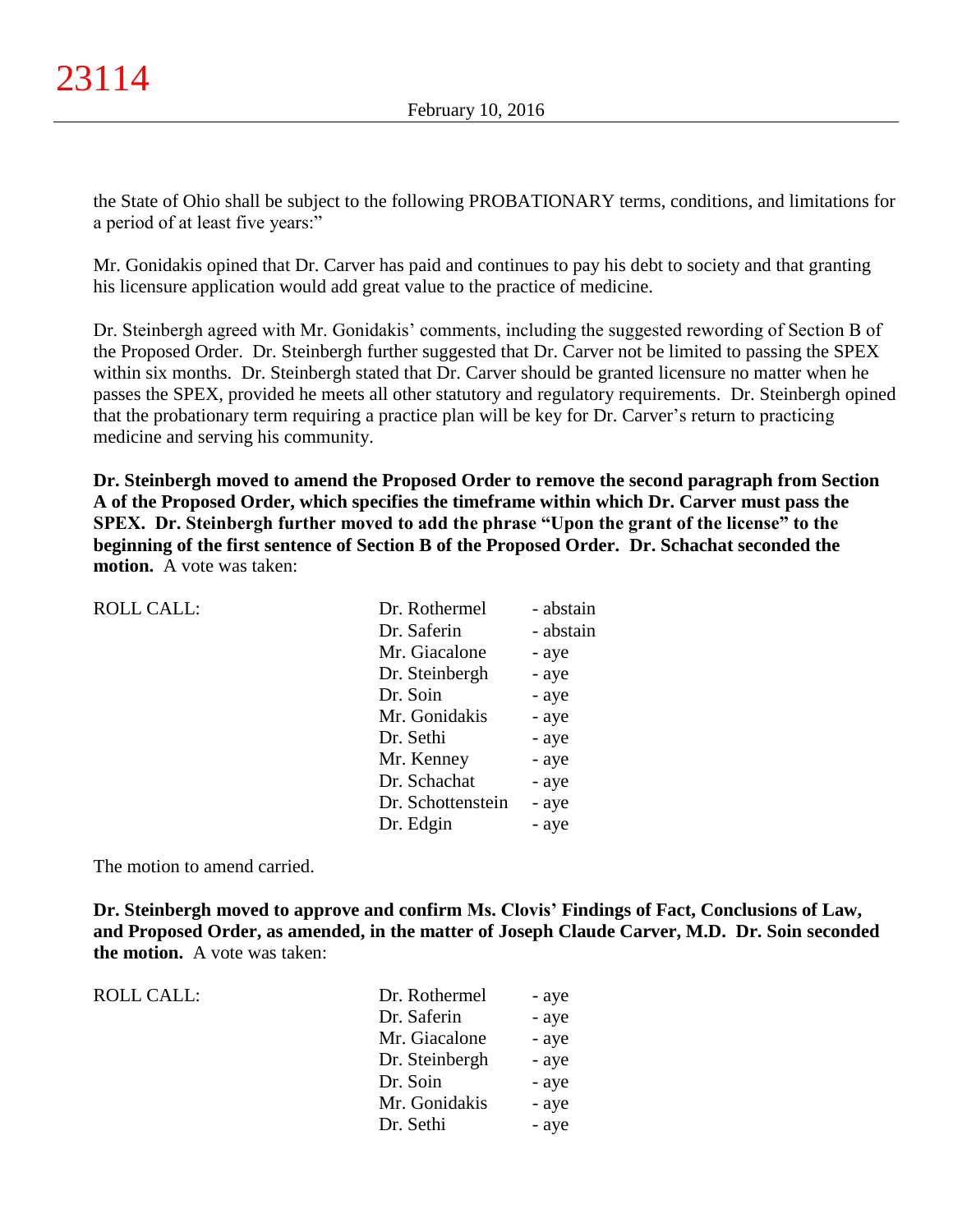the State of Ohio shall be subject to the following PROBATIONARY terms, conditions, and limitations for a period of at least five years:"

Mr. Gonidakis opined that Dr. Carver has paid and continues to pay his debt to society and that granting his licensure application would add great value to the practice of medicine.

Dr. Steinbergh agreed with Mr. Gonidakis' comments, including the suggested rewording of Section B of the Proposed Order. Dr. Steinbergh further suggested that Dr. Carver not be limited to passing the SPEX within six months. Dr. Steinbergh stated that Dr. Carver should be granted licensure no matter when he passes the SPEX, provided he meets all other statutory and regulatory requirements. Dr. Steinbergh opined that the probationary term requiring a practice plan will be key for Dr. Carver's return to practicing medicine and serving his community.

**Dr. Steinbergh moved to amend the Proposed Order to remove the second paragraph from Section A of the Proposed Order, which specifies the timeframe within which Dr. Carver must pass the SPEX. Dr. Steinbergh further moved to add the phrase "Upon the grant of the license" to the beginning of the first sentence of Section B of the Proposed Order. Dr. Schachat seconded the motion.** A vote was taken:

| ROLL CALL: | | |
|---|---|---|
| | Dr. Rothermel | - abstain |
| | Dr. Saferin | - abstain |
| | Mr. Giacalone | - aye |
| | Dr. Steinbergh | - aye |
| | Dr. Soin | - aye |
| | Mr. Gonidakis | - aye |
| | Dr. Sethi | - aye |
| | Mr. Kenney | - aye |
| | Dr. Schachat | - aye |
| | Dr. Schottenstein | - aye |
| | Dr. Edgin | - aye |

The motion to amend carried.

**Dr. Steinbergh moved to approve and confirm Ms. Clovis' Findings of Fact, Conclusions of Law, and Proposed Order, as amended, in the matter of Joseph Claude Carver, M.D. Dr. Soin seconded the motion.** A vote was taken:

| ROLL CALL: | | |
|---|---|---|
| | Dr. Rothermel | - aye |
| | Dr. Saferin | - aye |
| | Mr. Giacalone | - aye |
| | Dr. Steinbergh | - aye |
| | Dr. Soin | - aye |
| | Mr. Gonidakis | - aye |
| | Dr. Sethi | - aye |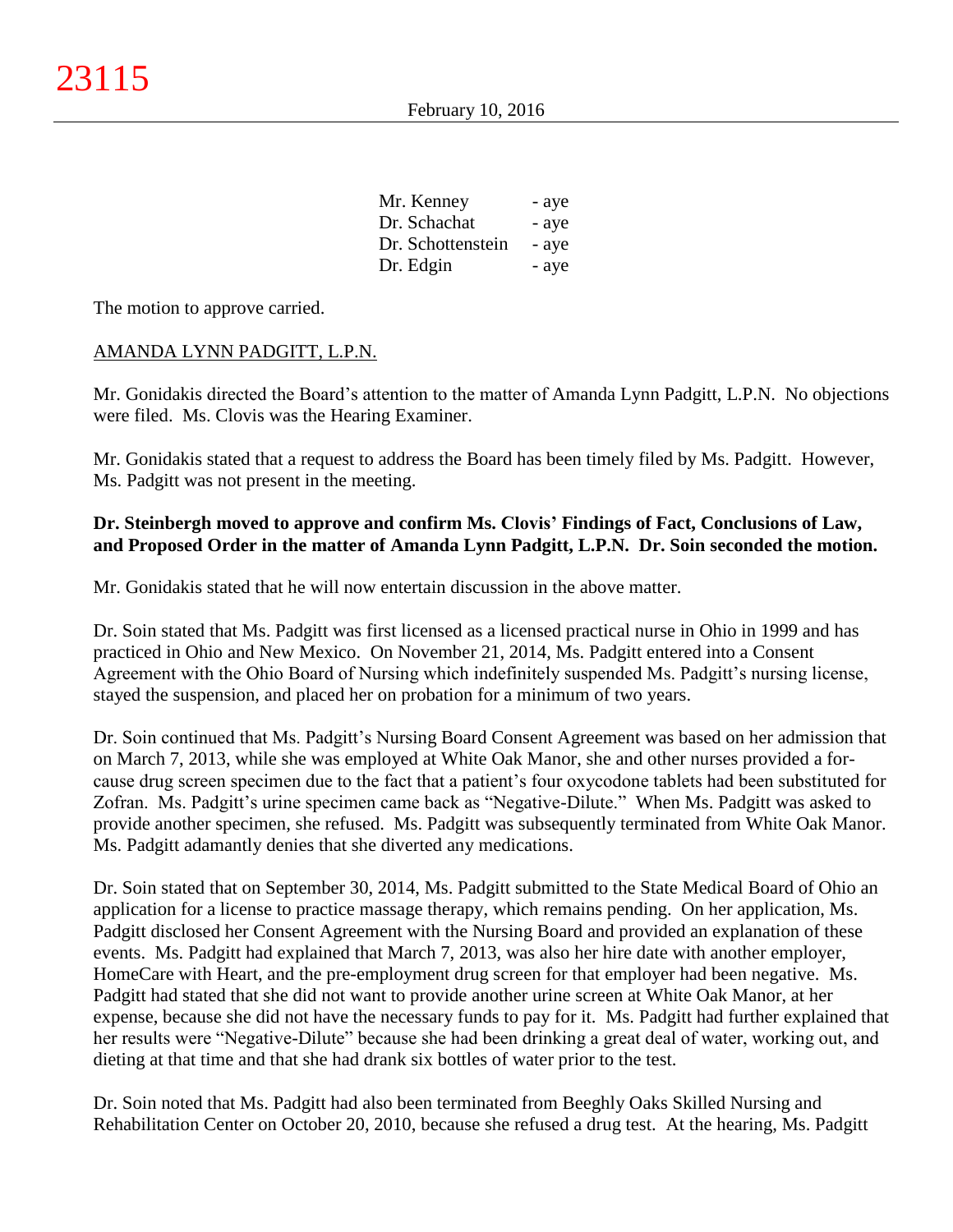| | |
|---|---|
| Mr. Kenney | - aye |
| Dr. Schachat | - aye |
| Dr. Schottenstein | - aye |
| Dr. Edgin | - aye |

The motion to approve carried.

AMANDA LYNN PADGITT, L.P.N.

Mr. Gonidakis directed the Board's attention to the matter of Amanda Lynn Padgitt, L.P.N. No objections were filed. Ms. Clovis was the Hearing Examiner.

Mr. Gonidakis stated that a request to address the Board has been timely filed by Ms. Padgitt. However, Ms. Padgitt was not present in the meeting.

**Dr. Steinbergh moved to approve and confirm Ms. Clovis' Findings of Fact, Conclusions of Law, and Proposed Order in the matter of Amanda Lynn Padgitt, L.P.N. Dr. Soin seconded the motion.**

Mr. Gonidakis stated that he will now entertain discussion in the above matter.

Dr. Soin stated that Ms. Padgitt was first licensed as a licensed practical nurse in Ohio in 1999 and has practiced in Ohio and New Mexico. On November 21, 2014, Ms. Padgitt entered into a Consent Agreement with the Ohio Board of Nursing which indefinitely suspended Ms. Padgitt's nursing license, stayed the suspension, and placed her on probation for a minimum of two years.

Dr. Soin continued that Ms. Padgitt's Nursing Board Consent Agreement was based on her admission that on March 7, 2013, while she was employed at White Oak Manor, she and other nurses provided a for-cause drug screen specimen due to the fact that a patient's four oxycodone tablets had been substituted for Zofran. Ms. Padgitt's urine specimen came back as "Negative-Dilute." When Ms. Padgitt was asked to provide another specimen, she refused. Ms. Padgitt was subsequently terminated from White Oak Manor. Ms. Padgitt adamantly denies that she diverted any medications.

Dr. Soin stated that on September 30, 2014, Ms. Padgitt submitted to the State Medical Board of Ohio an application for a license to practice massage therapy, which remains pending. On her application, Ms. Padgitt disclosed her Consent Agreement with the Nursing Board and provided an explanation of these events. Ms. Padgitt had explained that March 7, 2013, was also her hire date with another employer, HomeCare with Heart, and the pre-employment drug screen for that employer had been negative. Ms. Padgitt had stated that she did not want to provide another urine screen at White Oak Manor, at her expense, because she did not have the necessary funds to pay for it. Ms. Padgitt had further explained that her results were "Negative-Dilute" because she had been drinking a great deal of water, working out, and dieting at that time and that she had drank six bottles of water prior to the test.

Dr. Soin noted that Ms. Padgitt had also been terminated from Beeghly Oaks Skilled Nursing and Rehabilitation Center on October 20, 2010, because she refused a drug test. At the hearing, Ms. Padgitt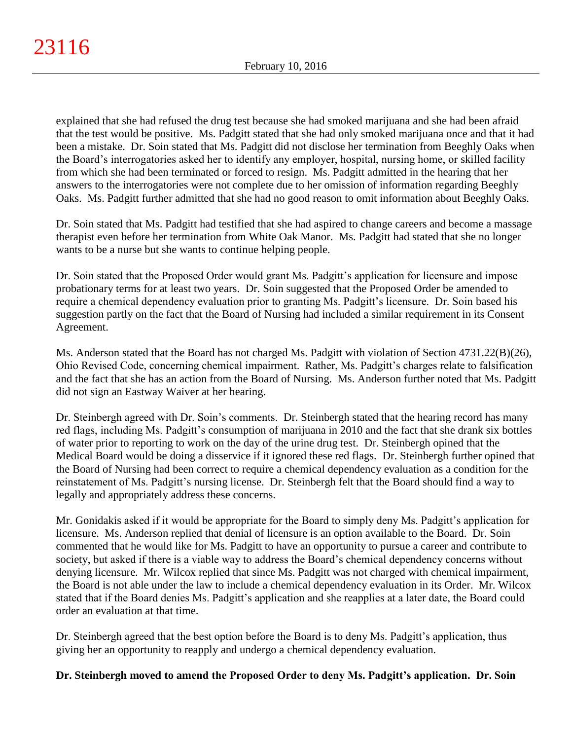explained that she had refused the drug test because she had smoked marijuana and she had been afraid that the test would be positive. Ms. Padgitt stated that she had only smoked marijuana once and that it had been a mistake. Dr. Soin stated that Ms. Padgitt did not disclose her termination from Beeghly Oaks when the Board's interrogatories asked her to identify any employer, hospital, nursing home, or skilled facility from which she had been terminated or forced to resign. Ms. Padgitt admitted in the hearing that her answers to the interrogatories were not complete due to her omission of information regarding Beeghly Oaks. Ms. Padgitt further admitted that she had no good reason to omit information about Beeghly Oaks.

Dr. Soin stated that Ms. Padgitt had testified that she had aspired to change careers and become a massage therapist even before her termination from White Oak Manor. Ms. Padgitt had stated that she no longer wants to be a nurse but she wants to continue helping people.

Dr. Soin stated that the Proposed Order would grant Ms. Padgitt's application for licensure and impose probationary terms for at least two years. Dr. Soin suggested that the Proposed Order be amended to require a chemical dependency evaluation prior to granting Ms. Padgitt's licensure. Dr. Soin based his suggestion partly on the fact that the Board of Nursing had included a similar requirement in its Consent Agreement.

Ms. Anderson stated that the Board has not charged Ms. Padgitt with violation of Section 4731.22(B)(26), Ohio Revised Code, concerning chemical impairment. Rather, Ms. Padgitt's charges relate to falsification and the fact that she has an action from the Board of Nursing. Ms. Anderson further noted that Ms. Padgitt did not sign an Eastway Waiver at her hearing.

Dr. Steinbergh agreed with Dr. Soin's comments. Dr. Steinbergh stated that the hearing record has many red flags, including Ms. Padgitt's consumption of marijuana in 2010 and the fact that she drank six bottles of water prior to reporting to work on the day of the urine drug test. Dr. Steinbergh opined that the Medical Board would be doing a disservice if it ignored these red flags. Dr. Steinbergh further opined that the Board of Nursing had been correct to require a chemical dependency evaluation as a condition for the reinstatement of Ms. Padgitt's nursing license. Dr. Steinbergh felt that the Board should find a way to legally and appropriately address these concerns.

Mr. Gonidakis asked if it would be appropriate for the Board to simply deny Ms. Padgitt's application for licensure. Ms. Anderson replied that denial of licensure is an option available to the Board. Dr. Soin commented that he would like for Ms. Padgitt to have an opportunity to pursue a career and contribute to society, but asked if there is a viable way to address the Board's chemical dependency concerns without denying licensure. Mr. Wilcox replied that since Ms. Padgitt was not charged with chemical impairment, the Board is not able under the law to include a chemical dependency evaluation in its Order. Mr. Wilcox stated that if the Board denies Ms. Padgitt's application and she reapplies at a later date, the Board could order an evaluation at that time.

Dr. Steinbergh agreed that the best option before the Board is to deny Ms. Padgitt's application, thus giving her an opportunity to reapply and undergo a chemical dependency evaluation.

**Dr. Steinbergh moved to amend the Proposed Order to deny Ms. Padgitt's application. Dr. Soin**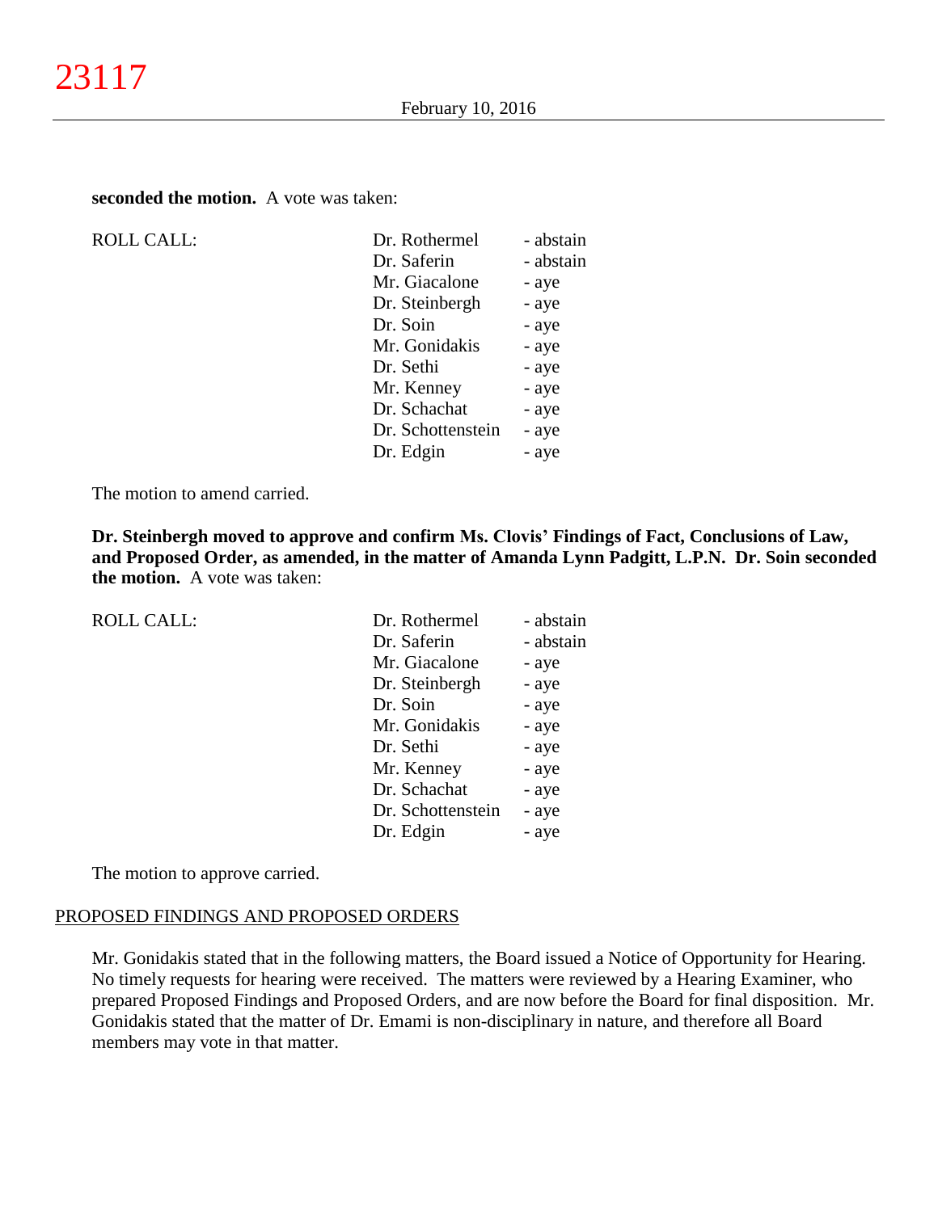**seconded the motion.** A vote was taken:

| ROLL CALL: | Dr. Rothermel | - abstain |
|---|---|---|
| | Dr. Saferin | - abstain |
| | Mr. Giacalone | - aye |
| | Dr. Steinbergh | - aye |
| | Dr. Soin | - aye |
| | Mr. Gonidakis | - aye |
| | Dr. Sethi | - aye |
| | Mr. Kenney | - aye |
| | Dr. Schachat | - aye |
| | Dr. Schottenstein | - aye |
| | Dr. Edgin | - aye |

The motion to amend carried.

**Dr. Steinbergh moved to approve and confirm Ms. Clovis' Findings of Fact, Conclusions of Law, and Proposed Order, as amended, in the matter of Amanda Lynn Padgitt, L.P.N. Dr. Soin seconded the motion.** A vote was taken:

| ROLL CALL: | Dr. Rothermel | - abstain |
|---|---|---|
| | Dr. Saferin | - abstain |
| | Mr. Giacalone | - aye |
| | Dr. Steinbergh | - aye |
| | Dr. Soin | - aye |
| | Mr. Gonidakis | - aye |
| | Dr. Sethi | - aye |
| | Mr. Kenney | - aye |
| | Dr. Schachat | - aye |
| | Dr. Schottenstein | - aye |
| | Dr. Edgin | - aye |

The motion to approve carried.

PROPOSED FINDINGS AND PROPOSED ORDERS

Mr. Gonidakis stated that in the following matters, the Board issued a Notice of Opportunity for Hearing. No timely requests for hearing were received. The matters were reviewed by a Hearing Examiner, who prepared Proposed Findings and Proposed Orders, and are now before the Board for final disposition. Mr. Gonidakis stated that the matter of Dr. Emami is non-disciplinary in nature, and therefore all Board members may vote in that matter.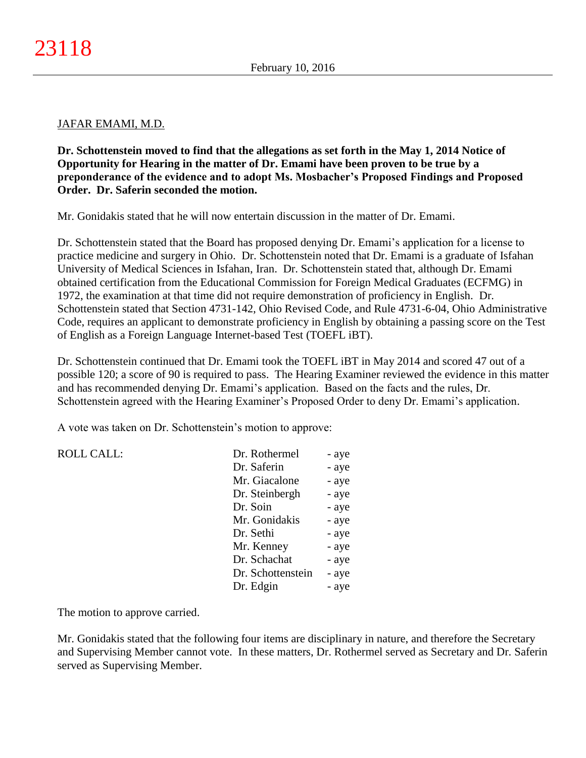JAFAR EMAMI, M.D.

**Dr. Schottenstein moved to find that the allegations as set forth in the May 1, 2014 Notice of Opportunity for Hearing in the matter of Dr. Emami have been proven to be true by a preponderance of the evidence and to adopt Ms. Mosbacher's Proposed Findings and Proposed Order. Dr. Saferin seconded the motion.**

Mr. Gonidakis stated that he will now entertain discussion in the matter of Dr. Emami.

Dr. Schottenstein stated that the Board has proposed denying Dr. Emami's application for a license to practice medicine and surgery in Ohio. Dr. Schottenstein noted that Dr. Emami is a graduate of Isfahan University of Medical Sciences in Isfahan, Iran. Dr. Schottenstein stated that, although Dr. Emami obtained certification from the Educational Commission for Foreign Medical Graduates (ECFMG) in 1972, the examination at that time did not require demonstration of proficiency in English. Dr. Schottenstein stated that Section 4731-142, Ohio Revised Code, and Rule 4731-6-04, Ohio Administrative Code, requires an applicant to demonstrate proficiency in English by obtaining a passing score on the Test of English as a Foreign Language Internet-based Test (TOEFL iBT).

Dr. Schottenstein continued that Dr. Emami took the TOEFL iBT in May 2014 and scored 47 out of a possible 120; a score of 90 is required to pass. The Hearing Examiner reviewed the evidence in this matter and has recommended denying Dr. Emami's application. Based on the facts and the rules, Dr. Schottenstein agreed with the Hearing Examiner's Proposed Order to deny Dr. Emami's application.

A vote was taken on Dr. Schottenstein's motion to approve:

| ROLL CALL: | Dr. Rothermel | - aye |
|---|---|---|
| | Dr. Saferin | - aye |
| | Mr. Giacalone | - aye |
| | Dr. Steinbergh | - aye |
| | Dr. Soin | - aye |
| | Mr. Gonidakis | - aye |
| | Dr. Sethi | - aye |
| | Mr. Kenney | - aye |
| | Dr. Schachat | - aye |
| | Dr. Schottenstein | - aye |
| | Dr. Edgin | - aye |

The motion to approve carried.

Mr. Gonidakis stated that the following four items are disciplinary in nature, and therefore the Secretary and Supervising Member cannot vote. In these matters, Dr. Rothermel served as Secretary and Dr. Saferin served as Supervising Member.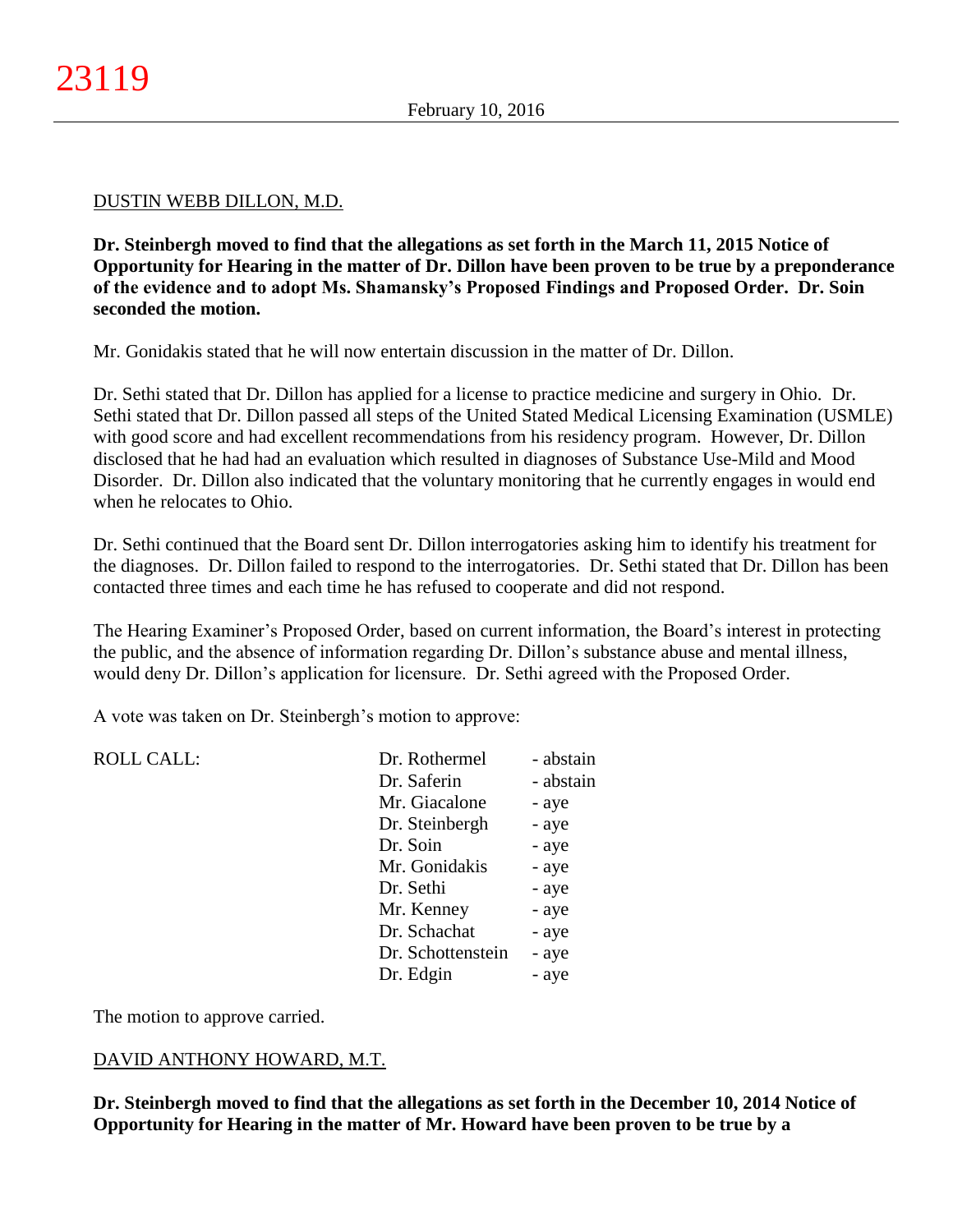DUSTIN WEBB DILLON, M.D.

**Dr. Steinbergh moved to find that the allegations as set forth in the March 11, 2015 Notice of Opportunity for Hearing in the matter of Dr. Dillon have been proven to be true by a preponderance of the evidence and to adopt Ms. Shamansky's Proposed Findings and Proposed Order. Dr. Soin seconded the motion.**

Mr. Gonidakis stated that he will now entertain discussion in the matter of Dr. Dillon.

Dr. Sethi stated that Dr. Dillon has applied for a license to practice medicine and surgery in Ohio. Dr. Sethi stated that Dr. Dillon passed all steps of the United Stated Medical Licensing Examination (USMLE) with good score and had excellent recommendations from his residency program. However, Dr. Dillon disclosed that he had had an evaluation which resulted in diagnoses of Substance Use-Mild and Mood Disorder. Dr. Dillon also indicated that the voluntary monitoring that he currently engages in would end when he relocates to Ohio.

Dr. Sethi continued that the Board sent Dr. Dillon interrogatories asking him to identify his treatment for the diagnoses. Dr. Dillon failed to respond to the interrogatories. Dr. Sethi stated that Dr. Dillon has been contacted three times and each time he has refused to cooperate and did not respond.

The Hearing Examiner's Proposed Order, based on current information, the Board's interest in protecting the public, and the absence of information regarding Dr. Dillon's substance abuse and mental illness, would deny Dr. Dillon's application for licensure. Dr. Sethi agreed with the Proposed Order.

A vote was taken on Dr. Steinbergh's motion to approve:

| ROLL CALL: | | |
|---|---|---|
| | Dr. Rothermel | - abstain |
| | Dr. Saferin | - abstain |
| | Mr. Giacalone | - aye |
| | Dr. Steinbergh | - aye |
| | Dr. Soin | - aye |
| | Mr. Gonidakis | - aye |
| | Dr. Sethi | - aye |
| | Mr. Kenney | - aye |
| | Dr. Schachat | - aye |
| | Dr. Schottenstein | - aye |
| | Dr. Edgin | - aye |

The motion to approve carried.

DAVID ANTHONY HOWARD, M.T.

**Dr. Steinbergh moved to find that the allegations as set forth in the December 10, 2014 Notice of Opportunity for Hearing in the matter of Mr. Howard have been proven to be true by a**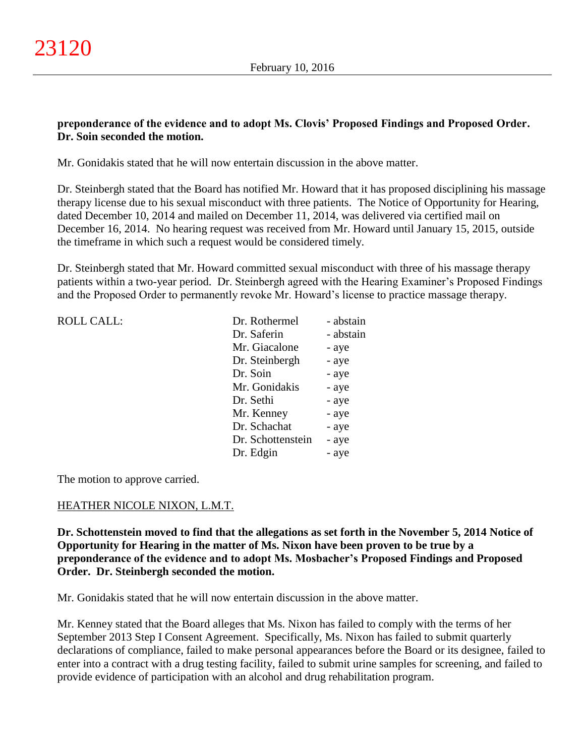**preponderance of the evidence and to adopt Ms. Clovis' Proposed Findings and Proposed Order. Dr. Soin seconded the motion.**

Mr. Gonidakis stated that he will now entertain discussion in the above matter.

Dr. Steinbergh stated that the Board has notified Mr. Howard that it has proposed disciplining his massage therapy license due to his sexual misconduct with three patients. The Notice of Opportunity for Hearing, dated December 10, 2014 and mailed on December 11, 2014, was delivered via certified mail on December 16, 2014. No hearing request was received from Mr. Howard until January 15, 2015, outside the timeframe in which such a request would be considered timely.

Dr. Steinbergh stated that Mr. Howard committed sexual misconduct with three of his massage therapy patients within a two-year period. Dr. Steinbergh agreed with the Hearing Examiner's Proposed Findings and the Proposed Order to permanently revoke Mr. Howard's license to practice massage therapy.

| ROLL CALL: | | |
|---|---|---|
| | Dr. Rothermel | - abstain |
| | Dr. Saferin | - abstain |
| | Mr. Giacalone | - aye |
| | Dr. Steinbergh | - aye |
| | Dr. Soin | - aye |
| | Mr. Gonidakis | - aye |
| | Dr. Sethi | - aye |
| | Mr. Kenney | - aye |
| | Dr. Schachat | - aye |
| | Dr. Schottenstein | - aye |
| | Dr. Edgin | - aye |

The motion to approve carried.

HEATHER NICOLE NIXON, L.M.T.

**Dr. Schottenstein moved to find that the allegations as set forth in the November 5, 2014 Notice of Opportunity for Hearing in the matter of Ms. Nixon have been proven to be true by a preponderance of the evidence and to adopt Ms. Mosbacher's Proposed Findings and Proposed Order. Dr. Steinbergh seconded the motion.**

Mr. Gonidakis stated that he will now entertain discussion in the above matter.

Mr. Kenney stated that the Board alleges that Ms. Nixon has failed to comply with the terms of her September 2013 Step I Consent Agreement. Specifically, Ms. Nixon has failed to submit quarterly declarations of compliance, failed to make personal appearances before the Board or its designee, failed to enter into a contract with a drug testing facility, failed to submit urine samples for screening, and failed to provide evidence of participation with an alcohol and drug rehabilitation program.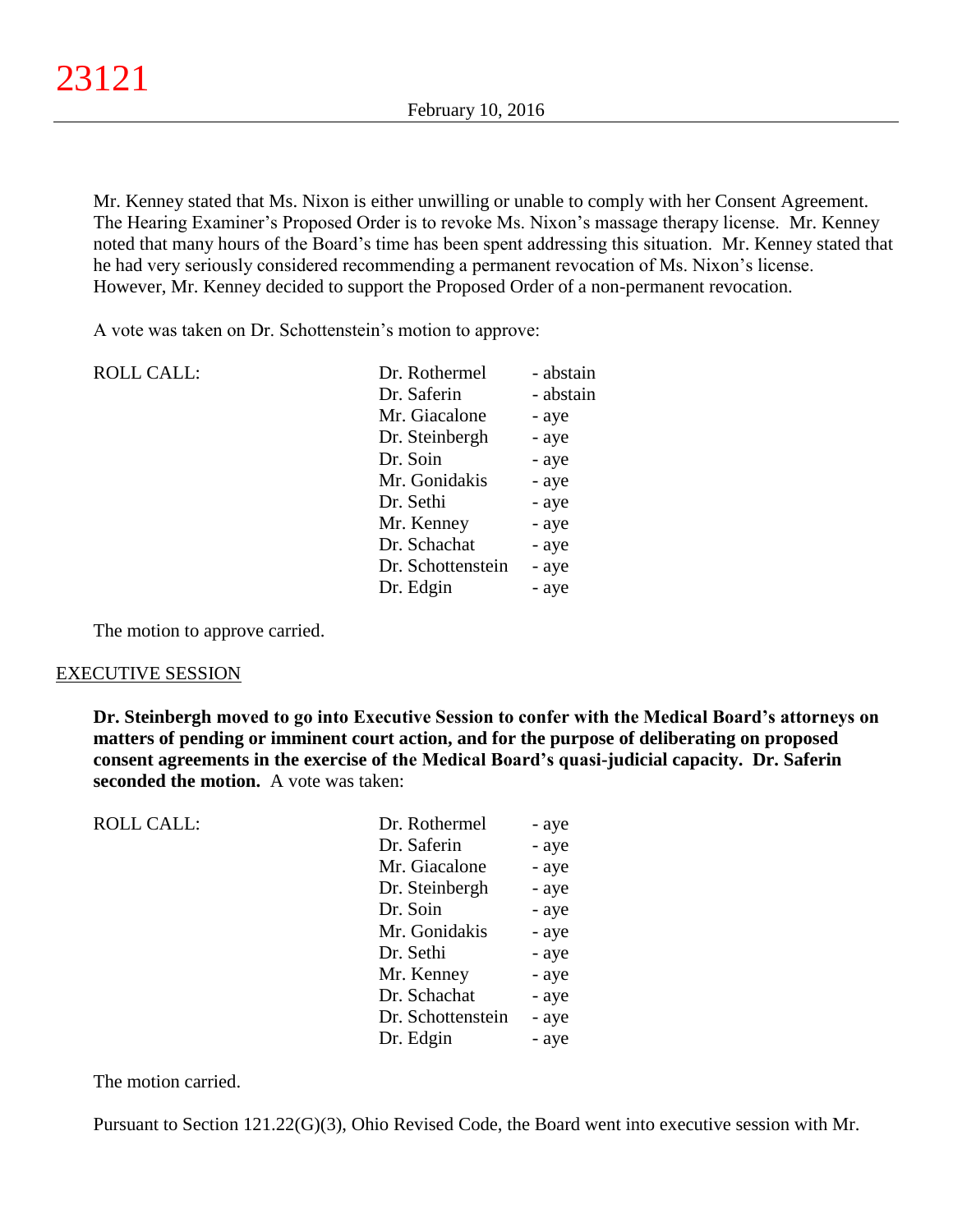Mr. Kenney stated that Ms. Nixon is either unwilling or unable to comply with her Consent Agreement. The Hearing Examiner's Proposed Order is to revoke Ms. Nixon's massage therapy license. Mr. Kenney noted that many hours of the Board's time has been spent addressing this situation. Mr. Kenney stated that he had very seriously considered recommending a permanent revocation of Ms. Nixon's license. However, Mr. Kenney decided to support the Proposed Order of a non-permanent revocation.

A vote was taken on Dr. Schottenstein's motion to approve:

| ROLL CALL: | | |
|---|---|---|
| | Dr. Rothermel | - abstain |
| | Dr. Saferin | - abstain |
| | Mr. Giacalone | - aye |
| | Dr. Steinbergh | - aye |
| | Dr. Soin | - aye |
| | Mr. Gonidakis | - aye |
| | Dr. Sethi | - aye |
| | Mr. Kenney | - aye |
| | Dr. Schachat | - aye |
| | Dr. Schottenstein | - aye |
| | Dr. Edgin | - aye |

The motion to approve carried.

## EXECUTIVE SESSION

**Dr. Steinbergh moved to go into Executive Session to confer with the Medical Board's attorneys on matters of pending or imminent court action, and for the purpose of deliberating on proposed consent agreements in the exercise of the Medical Board's quasi-judicial capacity. Dr. Saferin seconded the motion.** A vote was taken:

| ROLL CALL: | | |
|---|---|---|
| | Dr. Rothermel | - aye |
| | Dr. Saferin | - aye |
| | Mr. Giacalone | - aye |
| | Dr. Steinbergh | - aye |
| | Dr. Soin | - aye |
| | Mr. Gonidakis | - aye |
| | Dr. Sethi | - aye |
| | Mr. Kenney | - aye |
| | Dr. Schachat | - aye |
| | Dr. Schottenstein | - aye |
| | Dr. Edgin | - aye |

The motion carried.

Pursuant to Section 121.22(G)(3), Ohio Revised Code, the Board went into executive session with Mr.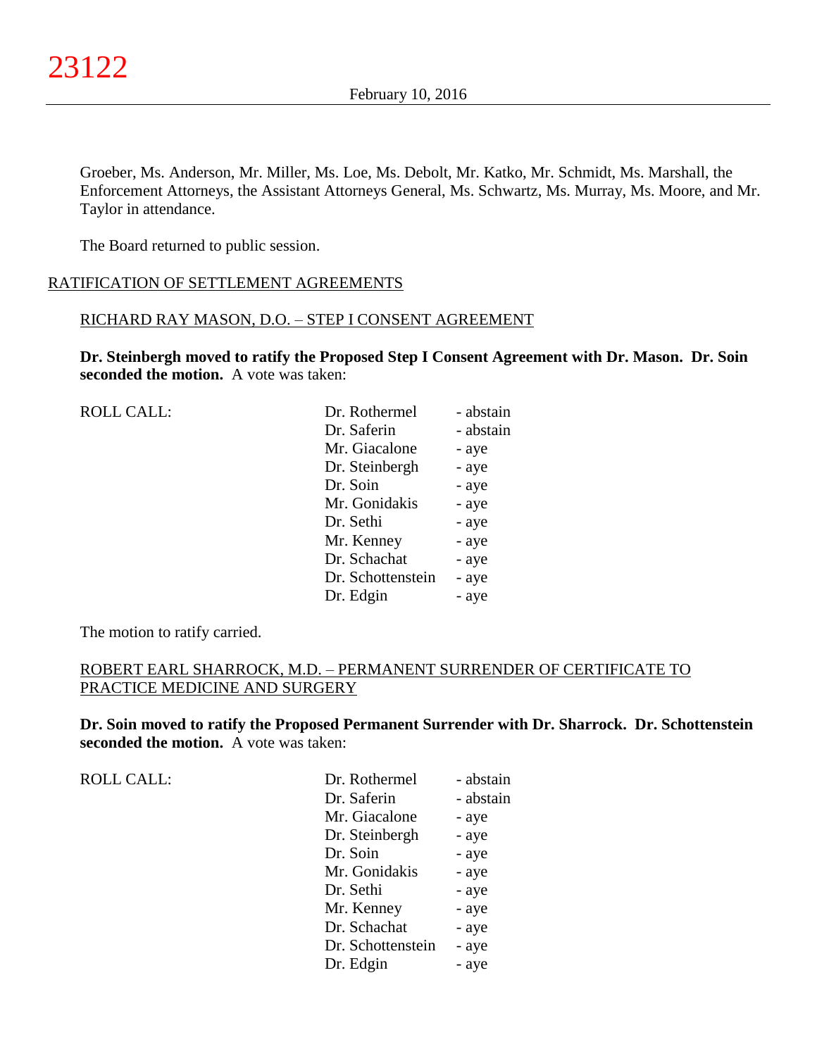Groeber, Ms. Anderson, Mr. Miller, Ms. Loe, Ms. Debolt, Mr. Katko, Mr. Schmidt, Ms. Marshall, the Enforcement Attorneys, the Assistant Attorneys General, Ms. Schwartz, Ms. Murray, Ms. Moore, and Mr. Taylor in attendance.

The Board returned to public session.

## RATIFICATION OF SETTLEMENT AGREEMENTS

### RICHARD RAY MASON, D.O. – STEP I CONSENT AGREEMENT

**Dr. Steinbergh moved to ratify the Proposed Step I Consent Agreement with Dr. Mason. Dr. Soin seconded the motion.** A vote was taken:

| ROLL CALL: | | |
|---|---|---|
| | Dr. Rothermel | - abstain |
| | Dr. Saferin | - abstain |
| | Mr. Giacalone | - aye |
| | Dr. Steinbergh | - aye |
| | Dr. Soin | - aye |
| | Mr. Gonidakis | - aye |
| | Dr. Sethi | - aye |
| | Mr. Kenney | - aye |
| | Dr. Schachat | - aye |
| | Dr. Schottenstein | - aye |
| | Dr. Edgin | - aye |

The motion to ratify carried.

### ROBERT EARL SHARROCK, M.D. – PERMANENT SURRENDER OF CERTIFICATE TO PRACTICE MEDICINE AND SURGERY

**Dr. Soin moved to ratify the Proposed Permanent Surrender with Dr. Sharrock. Dr. Schottenstein seconded the motion.** A vote was taken:

| ROLL CALL: | | |
|---|---|---|
| | Dr. Rothermel | - abstain |
| | Dr. Saferin | - abstain |
| | Mr. Giacalone | - aye |
| | Dr. Steinbergh | - aye |
| | Dr. Soin | - aye |
| | Mr. Gonidakis | - aye |
| | Dr. Sethi | - aye |
| | Mr. Kenney | - aye |
| | Dr. Schachat | - aye |
| | Dr. Schottenstein | - aye |
| | Dr. Edgin | - aye |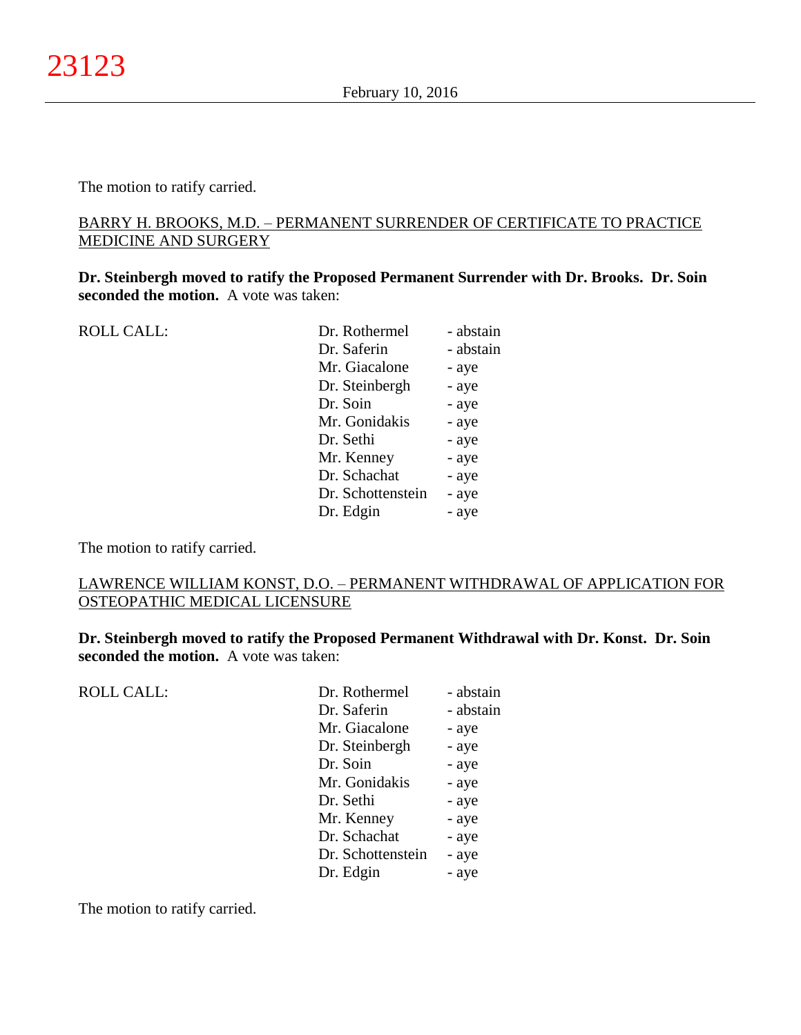The motion to ratify carried.

BARRY H. BROOKS, M.D. – PERMANENT SURRENDER OF CERTIFICATE TO PRACTICE MEDICINE AND SURGERY

**Dr. Steinbergh moved to ratify the Proposed Permanent Surrender with Dr. Brooks. Dr. Soin seconded the motion.** A vote was taken:

| ROLL CALL: | | |
|---|---|---|
| | Dr. Rothermel | - abstain |
| | Dr. Saferin | - abstain |
| | Mr. Giacalone | - aye |
| | Dr. Steinbergh | - aye |
| | Dr. Soin | - aye |
| | Mr. Gonidakis | - aye |
| | Dr. Sethi | - aye |
| | Mr. Kenney | - aye |
| | Dr. Schachat | - aye |
| | Dr. Schottenstein | - aye |
| | Dr. Edgin | - aye |

The motion to ratify carried.

LAWRENCE WILLIAM KONST, D.O. – PERMANENT WITHDRAWAL OF APPLICATION FOR OSTEOPATHIC MEDICAL LICENSURE

**Dr. Steinbergh moved to ratify the Proposed Permanent Withdrawal with Dr. Konst. Dr. Soin seconded the motion.** A vote was taken:

| ROLL CALL: | | |
|---|---|---|
| | Dr. Rothermel | - abstain |
| | Dr. Saferin | - abstain |
| | Mr. Giacalone | - aye |
| | Dr. Steinbergh | - aye |
| | Dr. Soin | - aye |
| | Mr. Gonidakis | - aye |
| | Dr. Sethi | - aye |
| | Mr. Kenney | - aye |
| | Dr. Schachat | - aye |
| | Dr. Schottenstein | - aye |
| | Dr. Edgin | - aye |

The motion to ratify carried.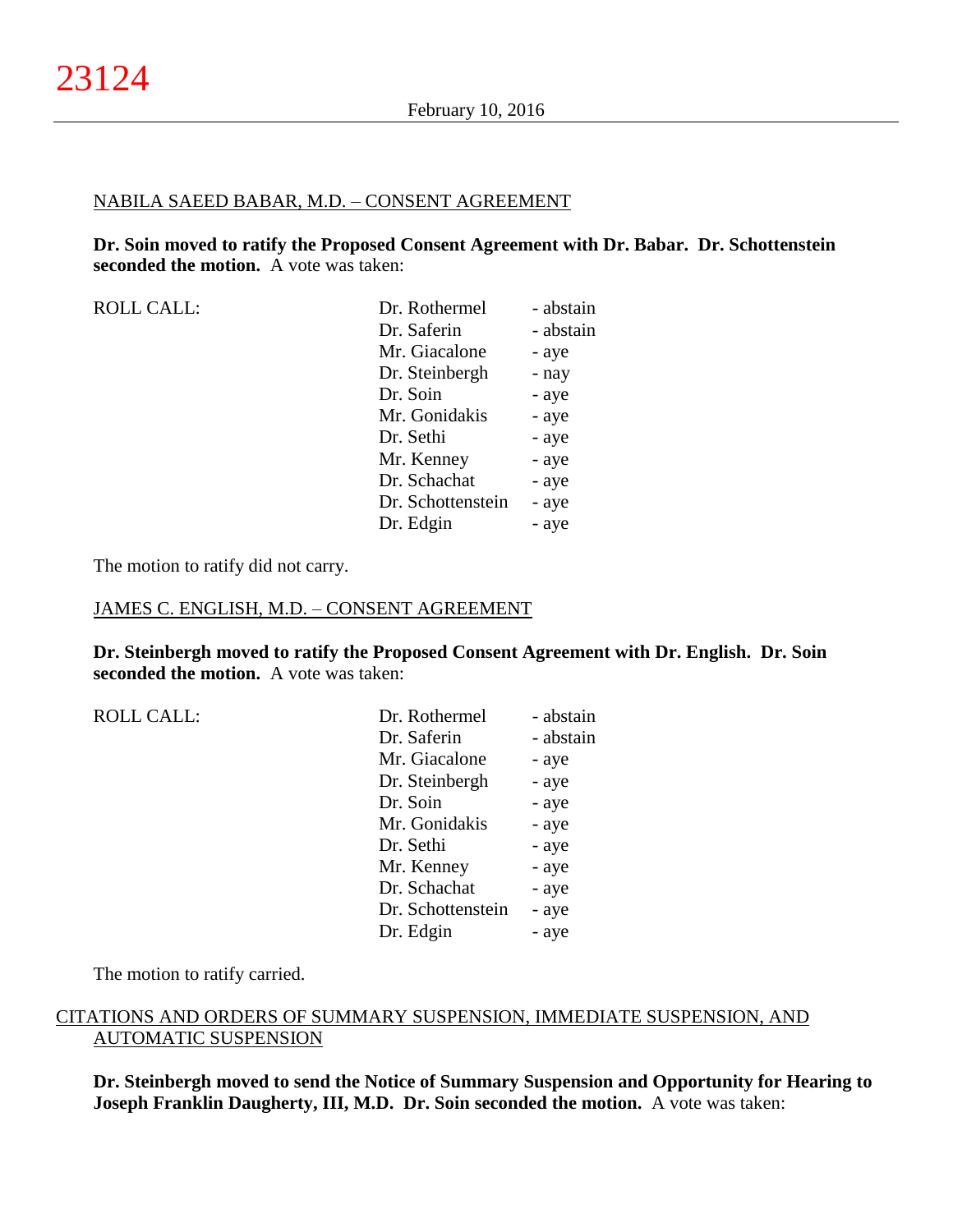NABILA SAEED BABAR, M.D. – CONSENT AGREEMENT

**Dr. Soin moved to ratify the Proposed Consent Agreement with Dr. Babar. Dr. Schottenstein seconded the motion.** A vote was taken:

| ROLL CALL: | Dr. Rothermel | - abstain |
|---|---|---|
| | Dr. Saferin | - abstain |
| | Mr. Giacalone | - aye |
| | Dr. Steinbergh | - nay |
| | Dr. Soin | - aye |
| | Mr. Gonidakis | - aye |
| | Dr. Sethi | - aye |
| | Mr. Kenney | - aye |
| | Dr. Schachat | - aye |
| | Dr. Schottenstein | - aye |
| | Dr. Edgin | - aye |

The motion to ratify did not carry.

JAMES C. ENGLISH, M.D. – CONSENT AGREEMENT

**Dr. Steinbergh moved to ratify the Proposed Consent Agreement with Dr. English. Dr. Soin seconded the motion.** A vote was taken:

| ROLL CALL: | Dr. Rothermel | - abstain |
|---|---|---|
| | Dr. Saferin | - abstain |
| | Mr. Giacalone | - aye |
| | Dr. Steinbergh | - aye |
| | Dr. Soin | - aye |
| | Mr. Gonidakis | - aye |
| | Dr. Sethi | - aye |
| | Mr. Kenney | - aye |
| | Dr. Schachat | - aye |
| | Dr. Schottenstein | - aye |
| | Dr. Edgin | - aye |

The motion to ratify carried.

CITATIONS AND ORDERS OF SUMMARY SUSPENSION, IMMEDIATE SUSPENSION, AND AUTOMATIC SUSPENSION

**Dr. Steinbergh moved to send the Notice of Summary Suspension and Opportunity for Hearing to Joseph Franklin Daugherty, III, M.D. Dr. Soin seconded the motion.** A vote was taken: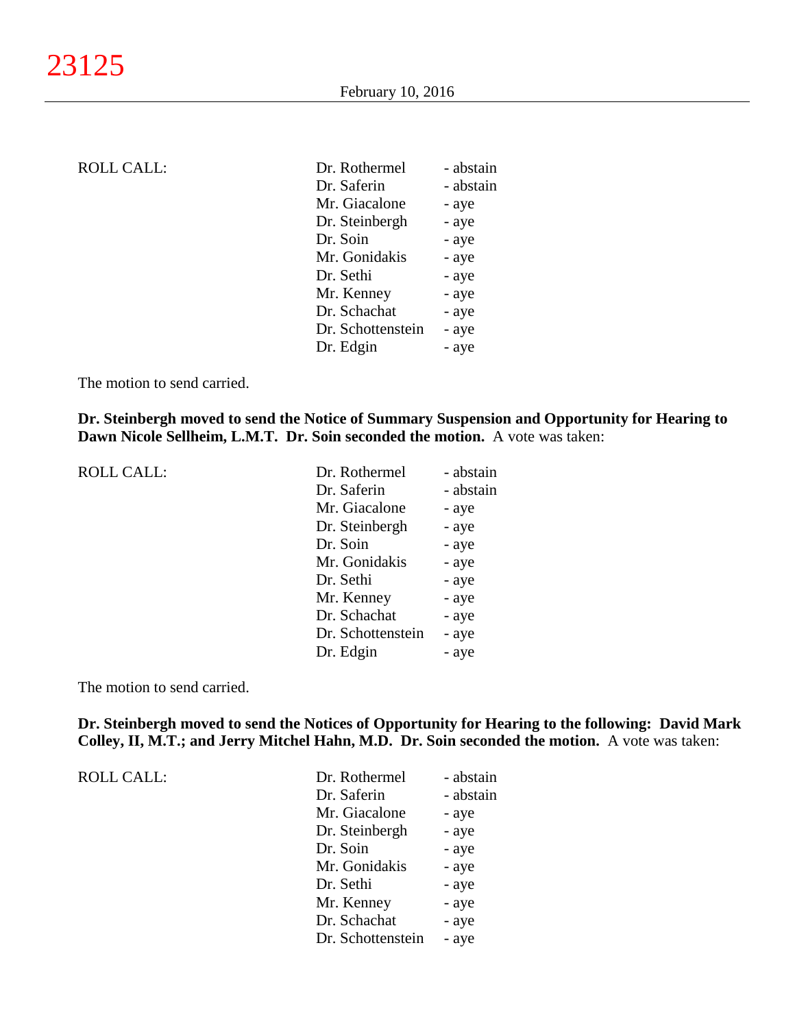ROLL CALL:

| | | |
|---|---|---|
| | Dr. Rothermel | - abstain |
| | Dr. Saferin | - abstain |
| | Mr. Giacalone | - aye |
| | Dr. Steinbergh | - aye |
| | Dr. Soin | - aye |
| | Mr. Gonidakis | - aye |
| | Dr. Sethi | - aye |
| | Mr. Kenney | - aye |
| | Dr. Schachat | - aye |
| | Dr. Schottenstein | - aye |
| | Dr. Edgin | - aye |

The motion to send carried.

**Dr. Steinbergh moved to send the Notice of Summary Suspension and Opportunity for Hearing to Dawn Nicole Sellheim, L.M.T. Dr. Soin seconded the motion.** A vote was taken:

ROLL CALL:

| | | |
|---|---|---|
| | Dr. Rothermel | - abstain |
| | Dr. Saferin | - abstain |
| | Mr. Giacalone | - aye |
| | Dr. Steinbergh | - aye |
| | Dr. Soin | - aye |
| | Mr. Gonidakis | - aye |
| | Dr. Sethi | - aye |
| | Mr. Kenney | - aye |
| | Dr. Schachat | - aye |
| | Dr. Schottenstein | - aye |
| | Dr. Edgin | - aye |

The motion to send carried.

**Dr. Steinbergh moved to send the Notices of Opportunity for Hearing to the following: David Mark Colley, II, M.T.; and Jerry Mitchel Hahn, M.D. Dr. Soin seconded the motion.** A vote was taken:

ROLL CALL:

| | | |
|---|---|---|
| | Dr. Rothermel | - abstain |
| | Dr. Saferin | - abstain |
| | Mr. Giacalone | - aye |
| | Dr. Steinbergh | - aye |
| | Dr. Soin | - aye |
| | Mr. Gonidakis | - aye |
| | Dr. Sethi | - aye |
| | Mr. Kenney | - aye |
| | Dr. Schachat | - aye |
| | Dr. Schottenstein | - aye |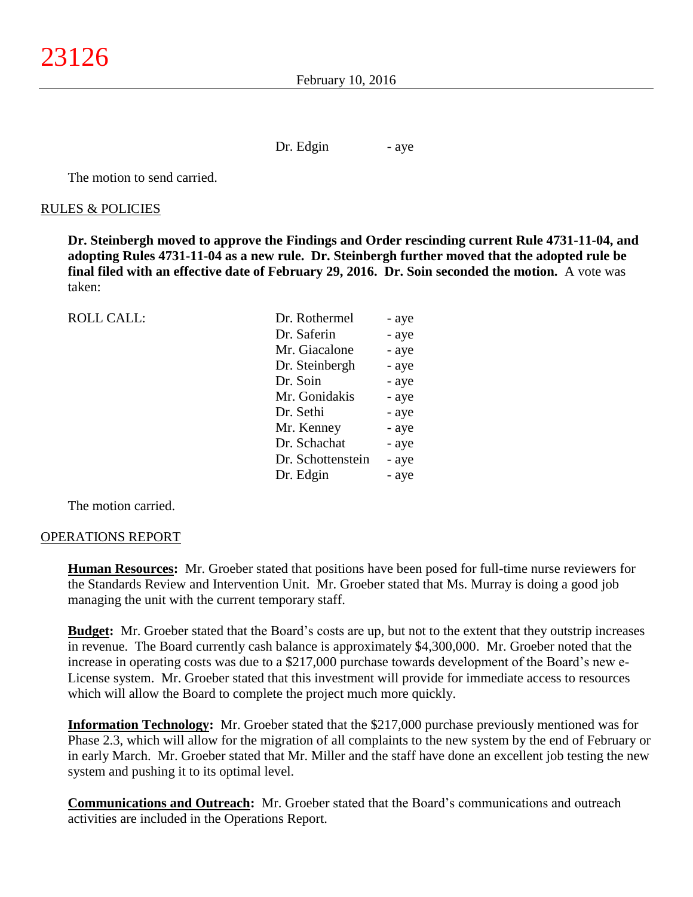Dr. Edgin - aye

The motion to send carried.

RULES & POLICIES

**Dr. Steinbergh moved to approve the Findings and Order rescinding current Rule 4731-11-04, and adopting Rules 4731-11-04 as a new rule. Dr. Steinbergh further moved that the adopted rule be final filed with an effective date of February 29, 2016. Dr. Soin seconded the motion.** A vote was taken:

| ROLL CALL: | | |
|---|---|---|
| | Dr. Rothermel | - aye |
| | Dr. Saferin | - aye |
| | Mr. Giacalone | - aye |
| | Dr. Steinbergh | - aye |
| | Dr. Soin | - aye |
| | Mr. Gonidakis | - aye |
| | Dr. Sethi | - aye |
| | Mr. Kenney | - aye |
| | Dr. Schachat | - aye |
| | Dr. Schottenstein | - aye |
| | Dr. Edgin | - aye |

The motion carried.

OPERATIONS REPORT

**Human Resources:** Mr. Groeber stated that positions have been posed for full-time nurse reviewers for the Standards Review and Intervention Unit. Mr. Groeber stated that Ms. Murray is doing a good job managing the unit with the current temporary staff.

**Budget:** Mr. Groeber stated that the Board's costs are up, but not to the extent that they outstrip increases in revenue. The Board currently cash balance is approximately $4,300,000. Mr. Groeber noted that the increase in operating costs was due to a $217,000 purchase towards development of the Board's new e-License system. Mr. Groeber stated that this investment will provide for immediate access to resources which will allow the Board to complete the project much more quickly.

**Information Technology:** Mr. Groeber stated that the $217,000 purchase previously mentioned was for Phase 2.3, which will allow for the migration of all complaints to the new system by the end of February or in early March. Mr. Groeber stated that Mr. Miller and the staff have done an excellent job testing the new system and pushing it to its optimal level.

**Communications and Outreach:** Mr. Groeber stated that the Board's communications and outreach activities are included in the Operations Report.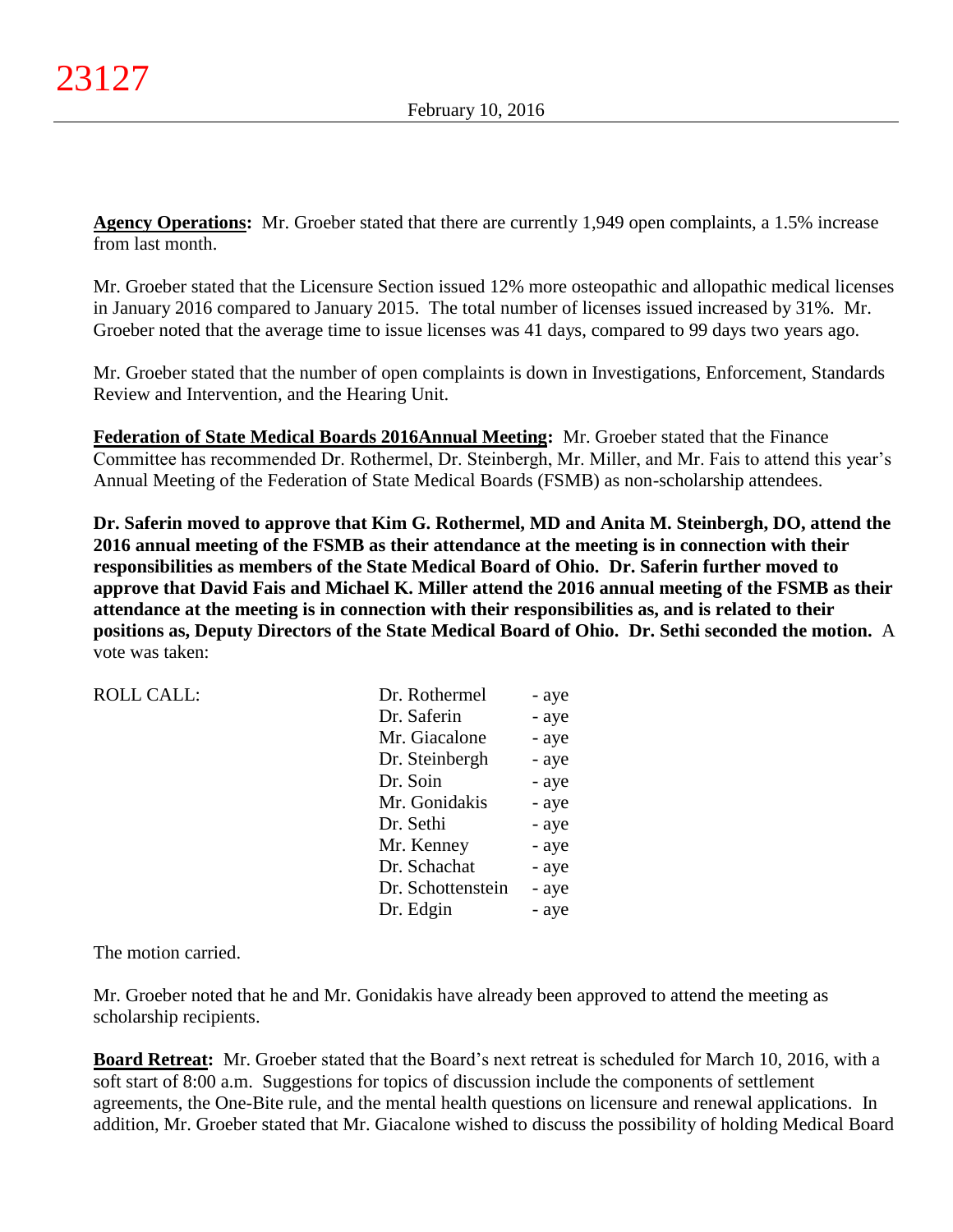**Agency Operations:** Mr. Groeber stated that there are currently 1,949 open complaints, a 1.5% increase from last month.

Mr. Groeber stated that the Licensure Section issued 12% more osteopathic and allopathic medical licenses in January 2016 compared to January 2015. The total number of licenses issued increased by 31%. Mr. Groeber noted that the average time to issue licenses was 41 days, compared to 99 days two years ago.

Mr. Groeber stated that the number of open complaints is down in Investigations, Enforcement, Standards Review and Intervention, and the Hearing Unit.

**Federation of State Medical Boards 2016Annual Meeting:** Mr. Groeber stated that the Finance Committee has recommended Dr. Rothermel, Dr. Steinbergh, Mr. Miller, and Mr. Fais to attend this year's Annual Meeting of the Federation of State Medical Boards (FSMB) as non-scholarship attendees.

**Dr. Saferin moved to approve that Kim G. Rothermel, MD and Anita M. Steinbergh, DO, attend the 2016 annual meeting of the FSMB as their attendance at the meeting is in connection with their responsibilities as members of the State Medical Board of Ohio. Dr. Saferin further moved to approve that David Fais and Michael K. Miller attend the 2016 annual meeting of the FSMB as their attendance at the meeting is in connection with their responsibilities as, and is related to their positions as, Deputy Directors of the State Medical Board of Ohio. Dr. Sethi seconded the motion.** A vote was taken:

| ROLL CALL: | | |
|---|---|---|
| | Dr. Rothermel | - aye |
| | Dr. Saferin | - aye |
| | Mr. Giacalone | - aye |
| | Dr. Steinbergh | - aye |
| | Dr. Soin | - aye |
| | Mr. Gonidakis | - aye |
| | Dr. Sethi | - aye |
| | Mr. Kenney | - aye |
| | Dr. Schachat | - aye |
| | Dr. Schottenstein | - aye |
| | Dr. Edgin | - aye |

The motion carried.

Mr. Groeber noted that he and Mr. Gonidakis have already been approved to attend the meeting as scholarship recipients.

**Board Retreat:** Mr. Groeber stated that the Board's next retreat is scheduled for March 10, 2016, with a soft start of 8:00 a.m. Suggestions for topics of discussion include the components of settlement agreements, the One-Bite rule, and the mental health questions on licensure and renewal applications. In addition, Mr. Groeber stated that Mr. Giacalone wished to discuss the possibility of holding Medical Board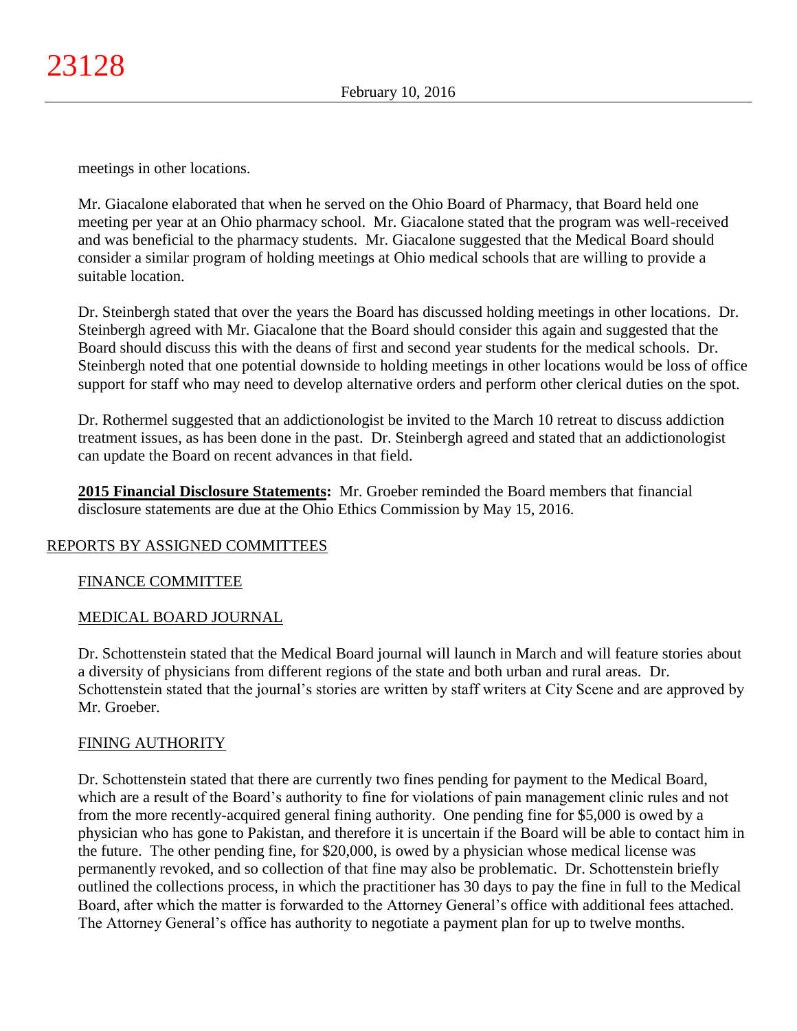meetings in other locations.

Mr. Giacalone elaborated that when he served on the Ohio Board of Pharmacy, that Board held one meeting per year at an Ohio pharmacy school. Mr. Giacalone stated that the program was well-received and was beneficial to the pharmacy students. Mr. Giacalone suggested that the Medical Board should consider a similar program of holding meetings at Ohio medical schools that are willing to provide a suitable location.

Dr. Steinbergh stated that over the years the Board has discussed holding meetings in other locations. Dr. Steinbergh agreed with Mr. Giacalone that the Board should consider this again and suggested that the Board should discuss this with the deans of first and second year students for the medical schools. Dr. Steinbergh noted that one potential downside to holding meetings in other locations would be loss of office support for staff who may need to develop alternative orders and perform other clerical duties on the spot.

Dr. Rothermel suggested that an addictionologist be invited to the March 10 retreat to discuss addiction treatment issues, as has been done in the past. Dr. Steinbergh agreed and stated that an addictionologist can update the Board on recent advances in that field.

**2015 Financial Disclosure Statements:** Mr. Groeber reminded the Board members that financial disclosure statements are due at the Ohio Ethics Commission by May 15, 2016.

## REPORTS BY ASSIGNED COMMITTEES

### FINANCE COMMITTEE

### MEDICAL BOARD JOURNAL

Dr. Schottenstein stated that the Medical Board journal will launch in March and will feature stories about a diversity of physicians from different regions of the state and both urban and rural areas. Dr. Schottenstein stated that the journal's stories are written by staff writers at City Scene and are approved by Mr. Groeber.

### FINING AUTHORITY

Dr. Schottenstein stated that there are currently two fines pending for payment to the Medical Board, which are a result of the Board's authority to fine for violations of pain management clinic rules and not from the more recently-acquired general fining authority. One pending fine for $5,000 is owed by a physician who has gone to Pakistan, and therefore it is uncertain if the Board will be able to contact him in the future. The other pending fine, for $20,000, is owed by a physician whose medical license was permanently revoked, and so collection of that fine may also be problematic. Dr. Schottenstein briefly outlined the collections process, in which the practitioner has 30 days to pay the fine in full to the Medical Board, after which the matter is forwarded to the Attorney General's office with additional fees attached. The Attorney General's office has authority to negotiate a payment plan for up to twelve months.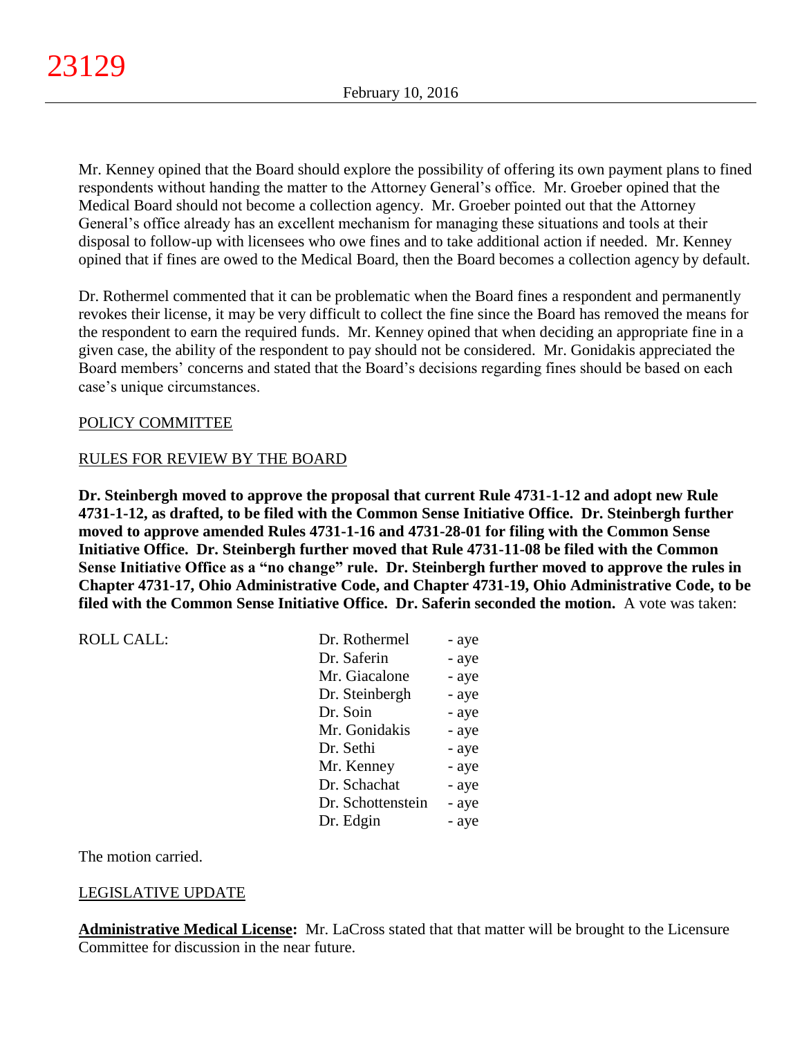Mr. Kenney opined that the Board should explore the possibility of offering its own payment plans to fined respondents without handing the matter to the Attorney General's office. Mr. Groeber opined that the Medical Board should not become a collection agency. Mr. Groeber pointed out that the Attorney General's office already has an excellent mechanism for managing these situations and tools at their disposal to follow-up with licensees who owe fines and to take additional action if needed. Mr. Kenney opined that if fines are owed to the Medical Board, then the Board becomes a collection agency by default.

Dr. Rothermel commented that it can be problematic when the Board fines a respondent and permanently revokes their license, it may be very difficult to collect the fine since the Board has removed the means for the respondent to earn the required funds. Mr. Kenney opined that when deciding an appropriate fine in a given case, the ability of the respondent to pay should not be considered. Mr. Gonidakis appreciated the Board members' concerns and stated that the Board's decisions regarding fines should be based on each case's unique circumstances.

POLICY COMMITTEE

RULES FOR REVIEW BY THE BOARD

**Dr. Steinbergh moved to approve the proposal that current Rule 4731-1-12 and adopt new Rule 4731-1-12, as drafted, to be filed with the Common Sense Initiative Office. Dr. Steinbergh further moved to approve amended Rules 4731-1-16 and 4731-28-01 for filing with the Common Sense Initiative Office. Dr. Steinbergh further moved that Rule 4731-11-08 be filed with the Common Sense Initiative Office as a "no change" rule. Dr. Steinbergh further moved to approve the rules in Chapter 4731-17, Ohio Administrative Code, and Chapter 4731-19, Ohio Administrative Code, to be filed with the Common Sense Initiative Office. Dr. Saferin seconded the motion.** A vote was taken:

| ROLL CALL: | | |
|---|---|---|
| | Dr. Rothermel | - aye |
| | Dr. Saferin | - aye |
| | Mr. Giacalone | - aye |
| | Dr. Steinbergh | - aye |
| | Dr. Soin | - aye |
| | Mr. Gonidakis | - aye |
| | Dr. Sethi | - aye |
| | Mr. Kenney | - aye |
| | Dr. Schachat | - aye |
| | Dr. Schottenstein | - aye |
| | Dr. Edgin | - aye |

The motion carried.

LEGISLATIVE UPDATE

**Administrative Medical License:** Mr. LaCross stated that that matter will be brought to the Licensure Committee for discussion in the near future.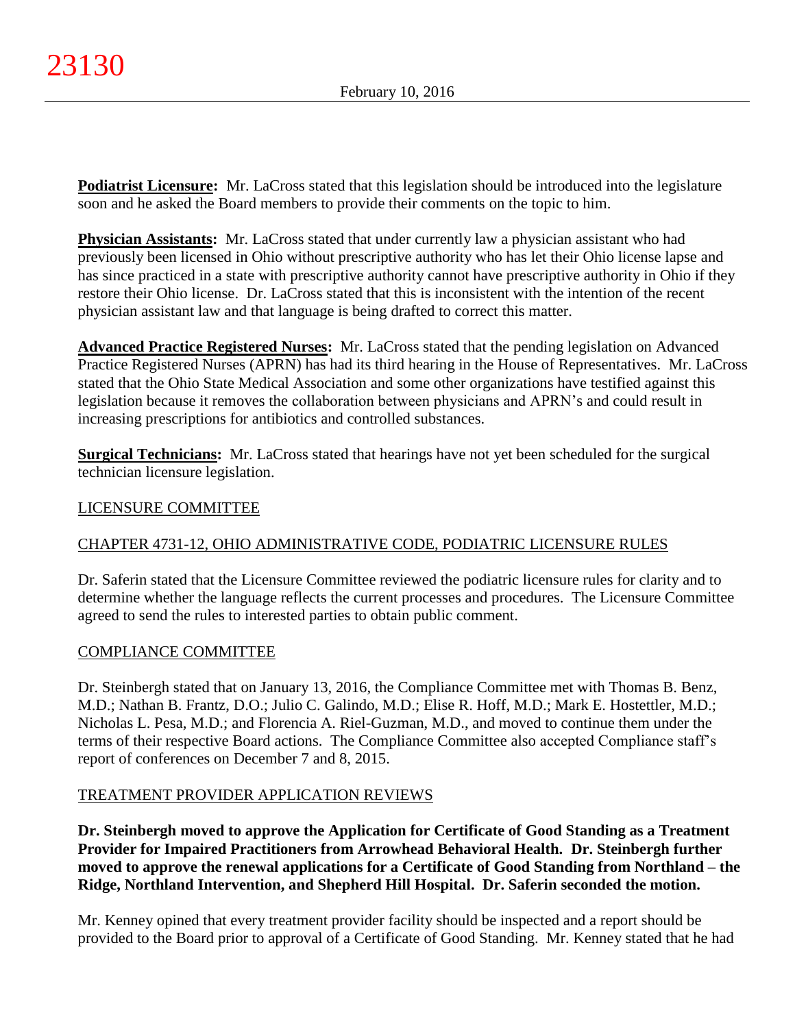**Podiatrist Licensure:** Mr. LaCross stated that this legislation should be introduced into the legislature soon and he asked the Board members to provide their comments on the topic to him.

**Physician Assistants:** Mr. LaCross stated that under currently law a physician assistant who had previously been licensed in Ohio without prescriptive authority who has let their Ohio license lapse and has since practiced in a state with prescriptive authority cannot have prescriptive authority in Ohio if they restore their Ohio license. Dr. LaCross stated that this is inconsistent with the intention of the recent physician assistant law and that language is being drafted to correct this matter.

**Advanced Practice Registered Nurses:** Mr. LaCross stated that the pending legislation on Advanced Practice Registered Nurses (APRN) has had its third hearing in the House of Representatives. Mr. LaCross stated that the Ohio State Medical Association and some other organizations have testified against this legislation because it removes the collaboration between physicians and APRN's and could result in increasing prescriptions for antibiotics and controlled substances.

**Surgical Technicians:** Mr. LaCross stated that hearings have not yet been scheduled for the surgical technician licensure legislation.

LICENSURE COMMITTEE

CHAPTER 4731-12, OHIO ADMINISTRATIVE CODE, PODIATRIC LICENSURE RULES

Dr. Saferin stated that the Licensure Committee reviewed the podiatric licensure rules for clarity and to determine whether the language reflects the current processes and procedures. The Licensure Committee agreed to send the rules to interested parties to obtain public comment.

COMPLIANCE COMMITTEE

Dr. Steinbergh stated that on January 13, 2016, the Compliance Committee met with Thomas B. Benz, M.D.; Nathan B. Frantz, D.O.; Julio C. Galindo, M.D.; Elise R. Hoff, M.D.; Mark E. Hostettler, M.D.; Nicholas L. Pesa, M.D.; and Florencia A. Riel-Guzman, M.D., and moved to continue them under the terms of their respective Board actions. The Compliance Committee also accepted Compliance staff's report of conferences on December 7 and 8, 2015.

TREATMENT PROVIDER APPLICATION REVIEWS

**Dr. Steinbergh moved to approve the Application for Certificate of Good Standing as a Treatment Provider for Impaired Practitioners from Arrowhead Behavioral Health. Dr. Steinbergh further moved to approve the renewal applications for a Certificate of Good Standing from Northland – the Ridge, Northland Intervention, and Shepherd Hill Hospital. Dr. Saferin seconded the motion.**

Mr. Kenney opined that every treatment provider facility should be inspected and a report should be provided to the Board prior to approval of a Certificate of Good Standing. Mr. Kenney stated that he had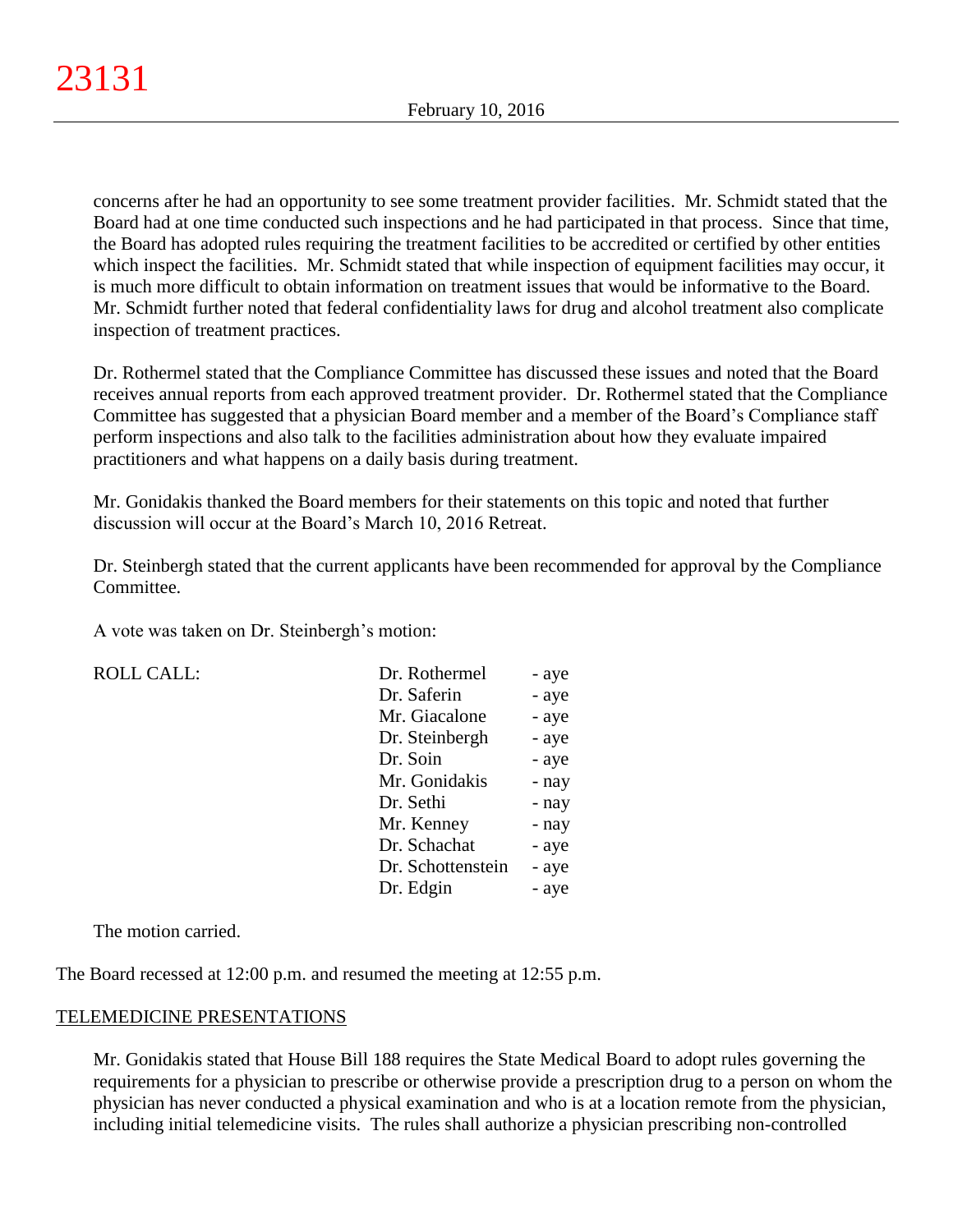concerns after he had an opportunity to see some treatment provider facilities. Mr. Schmidt stated that the Board had at one time conducted such inspections and he had participated in that process. Since that time, the Board has adopted rules requiring the treatment facilities to be accredited or certified by other entities which inspect the facilities. Mr. Schmidt stated that while inspection of equipment facilities may occur, it is much more difficult to obtain information on treatment issues that would be informative to the Board. Mr. Schmidt further noted that federal confidentiality laws for drug and alcohol treatment also complicate inspection of treatment practices.

Dr. Rothermel stated that the Compliance Committee has discussed these issues and noted that the Board receives annual reports from each approved treatment provider. Dr. Rothermel stated that the Compliance Committee has suggested that a physician Board member and a member of the Board's Compliance staff perform inspections and also talk to the facilities administration about how they evaluate impaired practitioners and what happens on a daily basis during treatment.

Mr. Gonidakis thanked the Board members for their statements on this topic and noted that further discussion will occur at the Board's March 10, 2016 Retreat.

Dr. Steinbergh stated that the current applicants have been recommended for approval by the Compliance Committee.

A vote was taken on Dr. Steinbergh's motion:

| ROLL CALL: | | |
|---|---|---|
| | Dr. Rothermel | - aye |
| | Dr. Saferin | - aye |
| | Mr. Giacalone | - aye |
| | Dr. Steinbergh | - aye |
| | Dr. Soin | - aye |
| | Mr. Gonidakis | - nay |
| | Dr. Sethi | - nay |
| | Mr. Kenney | - nay |
| | Dr. Schachat | - aye |
| | Dr. Schottenstein | - aye |
| | Dr. Edgin | - aye |

The motion carried.

The Board recessed at 12:00 p.m. and resumed the meeting at 12:55 p.m.

## TELEMEDICINE PRESENTATIONS

Mr. Gonidakis stated that House Bill 188 requires the State Medical Board to adopt rules governing the requirements for a physician to prescribe or otherwise provide a prescription drug to a person on whom the physician has never conducted a physical examination and who is at a location remote from the physician, including initial telemedicine visits. The rules shall authorize a physician prescribing non-controlled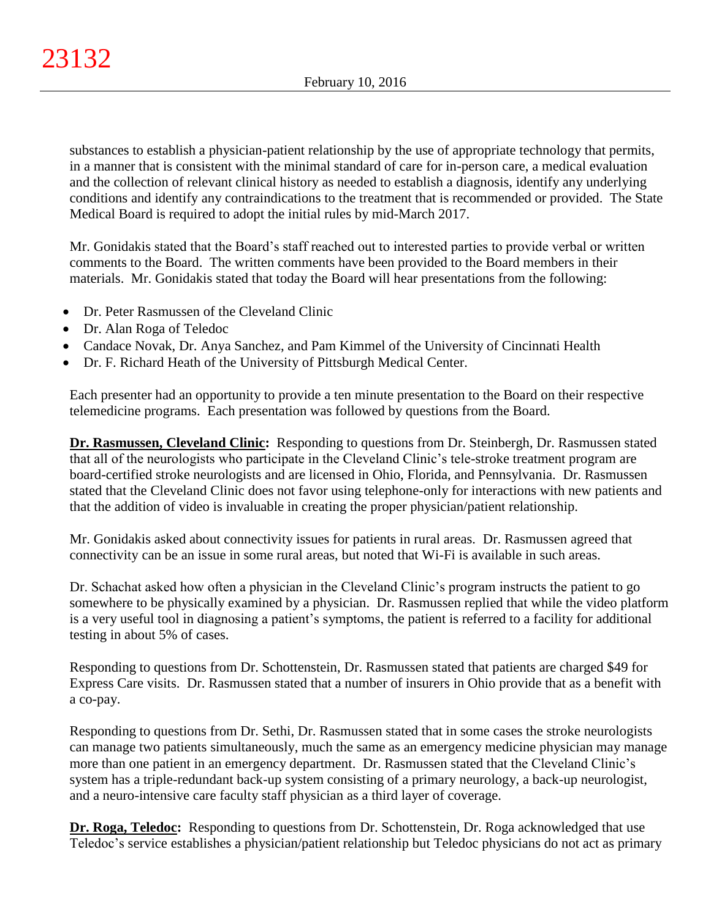substances to establish a physician-patient relationship by the use of appropriate technology that permits, in a manner that is consistent with the minimal standard of care for in-person care, a medical evaluation and the collection of relevant clinical history as needed to establish a diagnosis, identify any underlying conditions and identify any contraindications to the treatment that is recommended or provided. The State Medical Board is required to adopt the initial rules by mid-March 2017.

Mr. Gonidakis stated that the Board's staff reached out to interested parties to provide verbal or written comments to the Board. The written comments have been provided to the Board members in their materials. Mr. Gonidakis stated that today the Board will hear presentations from the following:

- Dr. Peter Rasmussen of the Cleveland Clinic
- Dr. Alan Roga of Teledoc
- Candace Novak, Dr. Anya Sanchez, and Pam Kimmel of the University of Cincinnati Health
- Dr. F. Richard Heath of the University of Pittsburgh Medical Center.

Each presenter had an opportunity to provide a ten minute presentation to the Board on their respective telemedicine programs. Each presentation was followed by questions from the Board.

**Dr. Rasmussen, Cleveland Clinic:** Responding to questions from Dr. Steinbergh, Dr. Rasmussen stated that all of the neurologists who participate in the Cleveland Clinic's tele-stroke treatment program are board-certified stroke neurologists and are licensed in Ohio, Florida, and Pennsylvania. Dr. Rasmussen stated that the Cleveland Clinic does not favor using telephone-only for interactions with new patients and that the addition of video is invaluable in creating the proper physician/patient relationship.

Mr. Gonidakis asked about connectivity issues for patients in rural areas. Dr. Rasmussen agreed that connectivity can be an issue in some rural areas, but noted that Wi-Fi is available in such areas.

Dr. Schachat asked how often a physician in the Cleveland Clinic's program instructs the patient to go somewhere to be physically examined by a physician. Dr. Rasmussen replied that while the video platform is a very useful tool in diagnosing a patient's symptoms, the patient is referred to a facility for additional testing in about 5% of cases.

Responding to questions from Dr. Schottenstein, Dr. Rasmussen stated that patients are charged $49 for Express Care visits. Dr. Rasmussen stated that a number of insurers in Ohio provide that as a benefit with a co-pay.

Responding to questions from Dr. Sethi, Dr. Rasmussen stated that in some cases the stroke neurologists can manage two patients simultaneously, much the same as an emergency medicine physician may manage more than one patient in an emergency department. Dr. Rasmussen stated that the Cleveland Clinic's system has a triple-redundant back-up system consisting of a primary neurology, a back-up neurologist, and a neuro-intensive care faculty staff physician as a third layer of coverage.

**Dr. Roga, Teledoc:** Responding to questions from Dr. Schottenstein, Dr. Roga acknowledged that use Teledoc's service establishes a physician/patient relationship but Teledoc physicians do not act as primary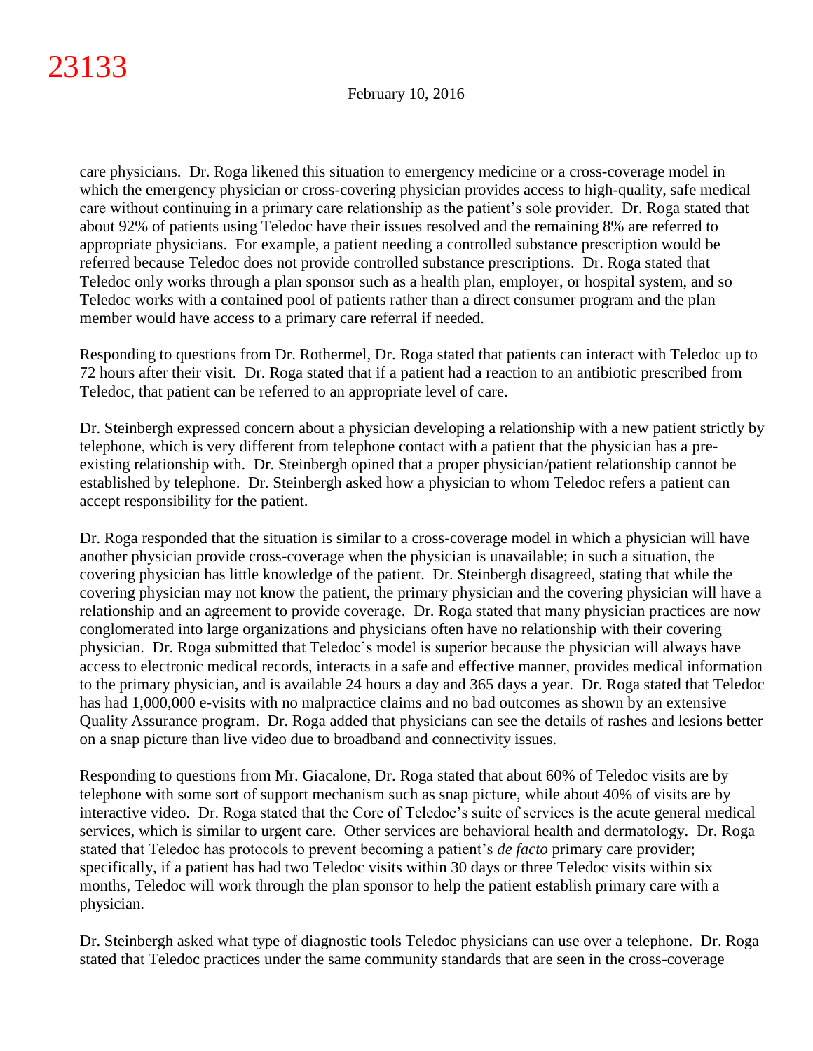care physicians. Dr. Roga likened this situation to emergency medicine or a cross-coverage model in which the emergency physician or cross-covering physician provides access to high-quality, safe medical care without continuing in a primary care relationship as the patient's sole provider. Dr. Roga stated that about 92% of patients using Teledoc have their issues resolved and the remaining 8% are referred to appropriate physicians. For example, a patient needing a controlled substance prescription would be referred because Teledoc does not provide controlled substance prescriptions. Dr. Roga stated that Teledoc only works through a plan sponsor such as a health plan, employer, or hospital system, and so Teledoc works with a contained pool of patients rather than a direct consumer program and the plan member would have access to a primary care referral if needed.

Responding to questions from Dr. Rothermel, Dr. Roga stated that patients can interact with Teledoc up to 72 hours after their visit. Dr. Roga stated that if a patient had a reaction to an antibiotic prescribed from Teledoc, that patient can be referred to an appropriate level of care.

Dr. Steinbergh expressed concern about a physician developing a relationship with a new patient strictly by telephone, which is very different from telephone contact with a patient that the physician has a pre-existing relationship with. Dr. Steinbergh opined that a proper physician/patient relationship cannot be established by telephone. Dr. Steinbergh asked how a physician to whom Teledoc refers a patient can accept responsibility for the patient.

Dr. Roga responded that the situation is similar to a cross-coverage model in which a physician will have another physician provide cross-coverage when the physician is unavailable; in such a situation, the covering physician has little knowledge of the patient. Dr. Steinbergh disagreed, stating that while the covering physician may not know the patient, the primary physician and the covering physician will have a relationship and an agreement to provide coverage. Dr. Roga stated that many physician practices are now conglomerated into large organizations and physicians often have no relationship with their covering physician. Dr. Roga submitted that Teledoc's model is superior because the physician will always have access to electronic medical records, interacts in a safe and effective manner, provides medical information to the primary physician, and is available 24 hours a day and 365 days a year. Dr. Roga stated that Teledoc has had 1,000,000 e-visits with no malpractice claims and no bad outcomes as shown by an extensive Quality Assurance program. Dr. Roga added that physicians can see the details of rashes and lesions better on a snap picture than live video due to broadband and connectivity issues.

Responding to questions from Mr. Giacalone, Dr. Roga stated that about 60% of Teledoc visits are by telephone with some sort of support mechanism such as snap picture, while about 40% of visits are by interactive video. Dr. Roga stated that the Core of Teledoc's suite of services is the acute general medical services, which is similar to urgent care. Other services are behavioral health and dermatology. Dr. Roga stated that Teledoc has protocols to prevent becoming a patient's *de facto* primary care provider; specifically, if a patient has had two Teledoc visits within 30 days or three Teledoc visits within six months, Teledoc will work through the plan sponsor to help the patient establish primary care with a physician.

Dr. Steinbergh asked what type of diagnostic tools Teledoc physicians can use over a telephone. Dr. Roga stated that Teledoc practices under the same community standards that are seen in the cross-coverage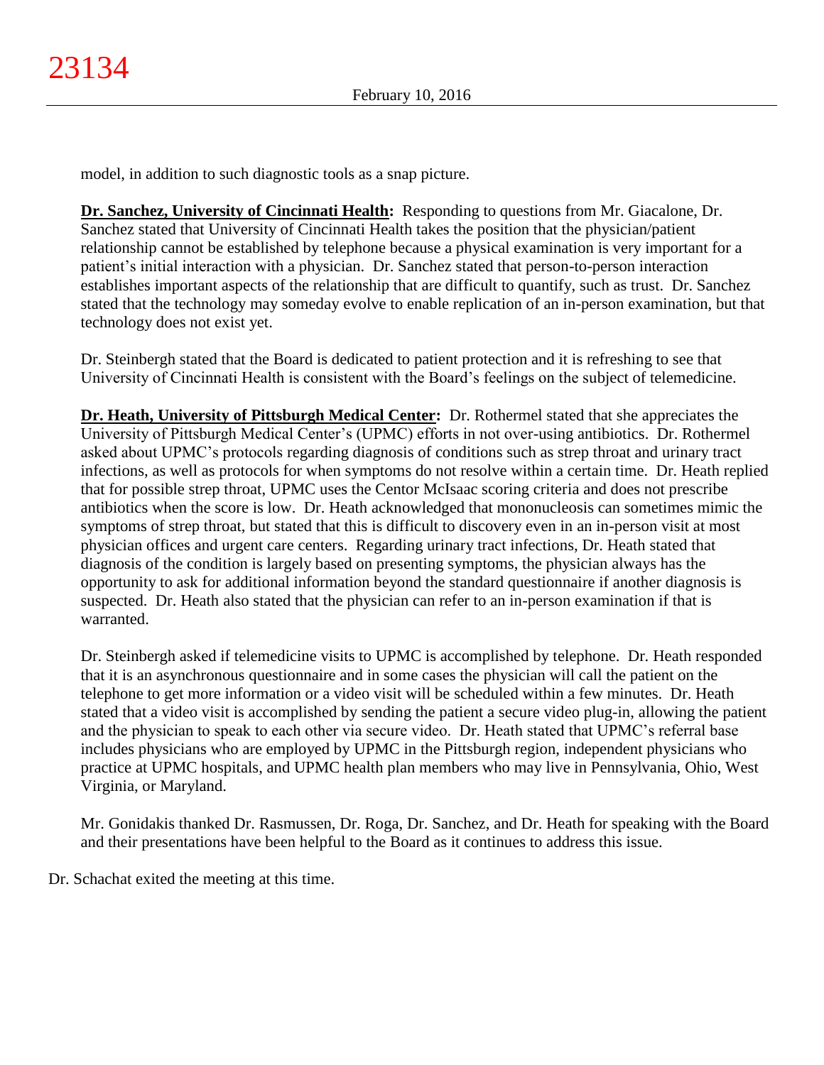model, in addition to such diagnostic tools as a snap picture.

**<u>Dr. Sanchez, University of Cincinnati Health</u>:** Responding to questions from Mr. Giacalone, Dr. Sanchez stated that University of Cincinnati Health takes the position that the physician/patient relationship cannot be established by telephone because a physical examination is very important for a patient's initial interaction with a physician. Dr. Sanchez stated that person-to-person interaction establishes important aspects of the relationship that are difficult to quantify, such as trust. Dr. Sanchez stated that the technology may someday evolve to enable replication of an in-person examination, but that technology does not exist yet.

Dr. Steinbergh stated that the Board is dedicated to patient protection and it is refreshing to see that University of Cincinnati Health is consistent with the Board's feelings on the subject of telemedicine.

**<u>Dr. Heath, University of Pittsburgh Medical Center</u>:** Dr. Rothermel stated that she appreciates the University of Pittsburgh Medical Center's (UPMC) efforts in not over-using antibiotics. Dr. Rothermel asked about UPMC's protocols regarding diagnosis of conditions such as strep throat and urinary tract infections, as well as protocols for when symptoms do not resolve within a certain time. Dr. Heath replied that for possible strep throat, UPMC uses the Centor McIsaac scoring criteria and does not prescribe antibiotics when the score is low. Dr. Heath acknowledged that mononucleosis can sometimes mimic the symptoms of strep throat, but stated that this is difficult to discovery even in an in-person visit at most physician offices and urgent care centers. Regarding urinary tract infections, Dr. Heath stated that diagnosis of the condition is largely based on presenting symptoms, the physician always has the opportunity to ask for additional information beyond the standard questionnaire if another diagnosis is suspected. Dr. Heath also stated that the physician can refer to an in-person examination if that is warranted.

Dr. Steinbergh asked if telemedicine visits to UPMC is accomplished by telephone. Dr. Heath responded that it is an asynchronous questionnaire and in some cases the physician will call the patient on the telephone to get more information or a video visit will be scheduled within a few minutes. Dr. Heath stated that a video visit is accomplished by sending the patient a secure video plug-in, allowing the patient and the physician to speak to each other via secure video. Dr. Heath stated that UPMC's referral base includes physicians who are employed by UPMC in the Pittsburgh region, independent physicians who practice at UPMC hospitals, and UPMC health plan members who may live in Pennsylvania, Ohio, West Virginia, or Maryland.

Mr. Gonidakis thanked Dr. Rasmussen, Dr. Roga, Dr. Sanchez, and Dr. Heath for speaking with the Board and their presentations have been helpful to the Board as it continues to address this issue.

Dr. Schachat exited the meeting at this time.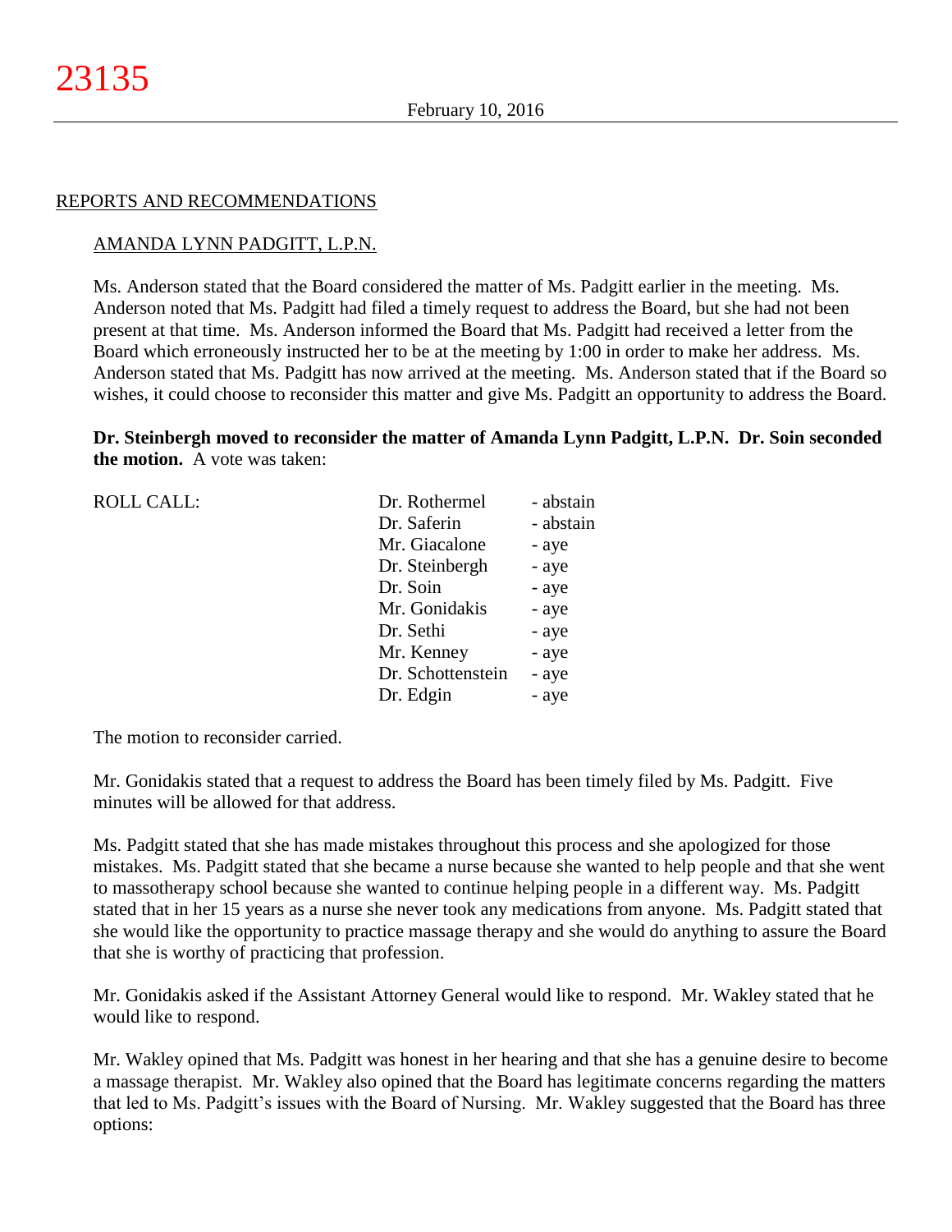REPORTS AND RECOMMENDATIONS

AMANDA LYNN PADGITT, L.P.N.

Ms. Anderson stated that the Board considered the matter of Ms. Padgitt earlier in the meeting. Ms. Anderson noted that Ms. Padgitt had filed a timely request to address the Board, but she had not been present at that time. Ms. Anderson informed the Board that Ms. Padgitt had received a letter from the Board which erroneously instructed her to be at the meeting by 1:00 in order to make her address. Ms. Anderson stated that Ms. Padgitt has now arrived at the meeting. Ms. Anderson stated that if the Board so wishes, it could choose to reconsider this matter and give Ms. Padgitt an opportunity to address the Board.

**Dr. Steinbergh moved to reconsider the matter of Amanda Lynn Padgitt, L.P.N. Dr. Soin seconded the motion.** A vote was taken:

| ROLL CALL: | | |
|---|---|---|
| | Dr. Rothermel | - abstain |
| | Dr. Saferin | - abstain |
| | Mr. Giacalone | - aye |
| | Dr. Steinbergh | - aye |
| | Dr. Soin | - aye |
| | Mr. Gonidakis | - aye |
| | Dr. Sethi | - aye |
| | Mr. Kenney | - aye |
| | Dr. Schottenstein | - aye |
| | Dr. Edgin | - aye |

The motion to reconsider carried.

Mr. Gonidakis stated that a request to address the Board has been timely filed by Ms. Padgitt. Five minutes will be allowed for that address.

Ms. Padgitt stated that she has made mistakes throughout this process and she apologized for those mistakes. Ms. Padgitt stated that she became a nurse because she wanted to help people and that she went to massotherapy school because she wanted to continue helping people in a different way. Ms. Padgitt stated that in her 15 years as a nurse she never took any medications from anyone. Ms. Padgitt stated that she would like the opportunity to practice massage therapy and she would do anything to assure the Board that she is worthy of practicing that profession.

Mr. Gonidakis asked if the Assistant Attorney General would like to respond. Mr. Wakley stated that he would like to respond.

Mr. Wakley opined that Ms. Padgitt was honest in her hearing and that she has a genuine desire to become a massage therapist. Mr. Wakley also opined that the Board has legitimate concerns regarding the matters that led to Ms. Padgitt's issues with the Board of Nursing. Mr. Wakley suggested that the Board has three options: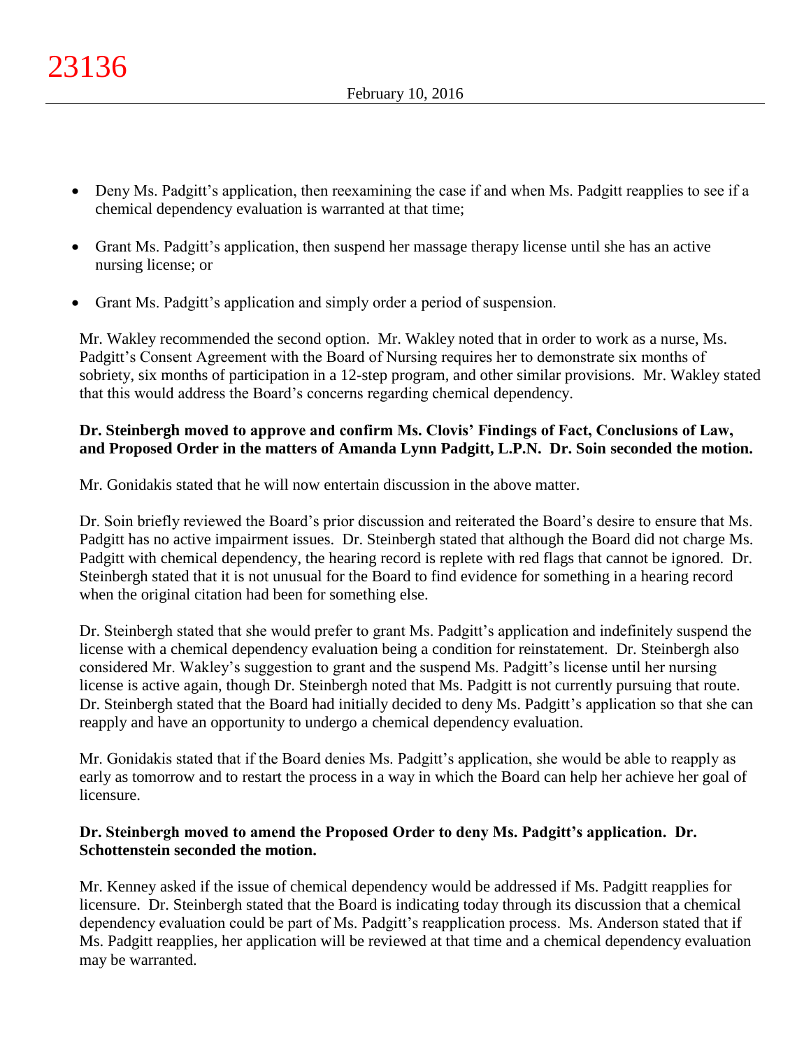- Deny Ms. Padgitt's application, then reexamining the case if and when Ms. Padgitt reapplies to see if a chemical dependency evaluation is warranted at that time;
- Grant Ms. Padgitt's application, then suspend her massage therapy license until she has an active nursing license; or
- Grant Ms. Padgitt's application and simply order a period of suspension.

Mr. Wakley recommended the second option. Mr. Wakley noted that in order to work as a nurse, Ms. Padgitt's Consent Agreement with the Board of Nursing requires her to demonstrate six months of sobriety, six months of participation in a 12-step program, and other similar provisions. Mr. Wakley stated that this would address the Board's concerns regarding chemical dependency.

**Dr. Steinbergh moved to approve and confirm Ms. Clovis' Findings of Fact, Conclusions of Law, and Proposed Order in the matters of Amanda Lynn Padgitt, L.P.N. Dr. Soin seconded the motion.**

Mr. Gonidakis stated that he will now entertain discussion in the above matter.

Dr. Soin briefly reviewed the Board's prior discussion and reiterated the Board's desire to ensure that Ms. Padgitt has no active impairment issues. Dr. Steinbergh stated that although the Board did not charge Ms. Padgitt with chemical dependency, the hearing record is replete with red flags that cannot be ignored. Dr. Steinbergh stated that it is not unusual for the Board to find evidence for something in a hearing record when the original citation had been for something else.

Dr. Steinbergh stated that she would prefer to grant Ms. Padgitt's application and indefinitely suspend the license with a chemical dependency evaluation being a condition for reinstatement. Dr. Steinbergh also considered Mr. Wakley's suggestion to grant and the suspend Ms. Padgitt's license until her nursing license is active again, though Dr. Steinbergh noted that Ms. Padgitt is not currently pursuing that route. Dr. Steinbergh stated that the Board had initially decided to deny Ms. Padgitt's application so that she can reapply and have an opportunity to undergo a chemical dependency evaluation.

Mr. Gonidakis stated that if the Board denies Ms. Padgitt's application, she would be able to reapply as early as tomorrow and to restart the process in a way in which the Board can help her achieve her goal of licensure.

**Dr. Steinbergh moved to amend the Proposed Order to deny Ms. Padgitt's application. Dr. Schottenstein seconded the motion.**

Mr. Kenney asked if the issue of chemical dependency would be addressed if Ms. Padgitt reapplies for licensure. Dr. Steinbergh stated that the Board is indicating today through its discussion that a chemical dependency evaluation could be part of Ms. Padgitt's reapplication process. Ms. Anderson stated that if Ms. Padgitt reapplies, her application will be reviewed at that time and a chemical dependency evaluation may be warranted.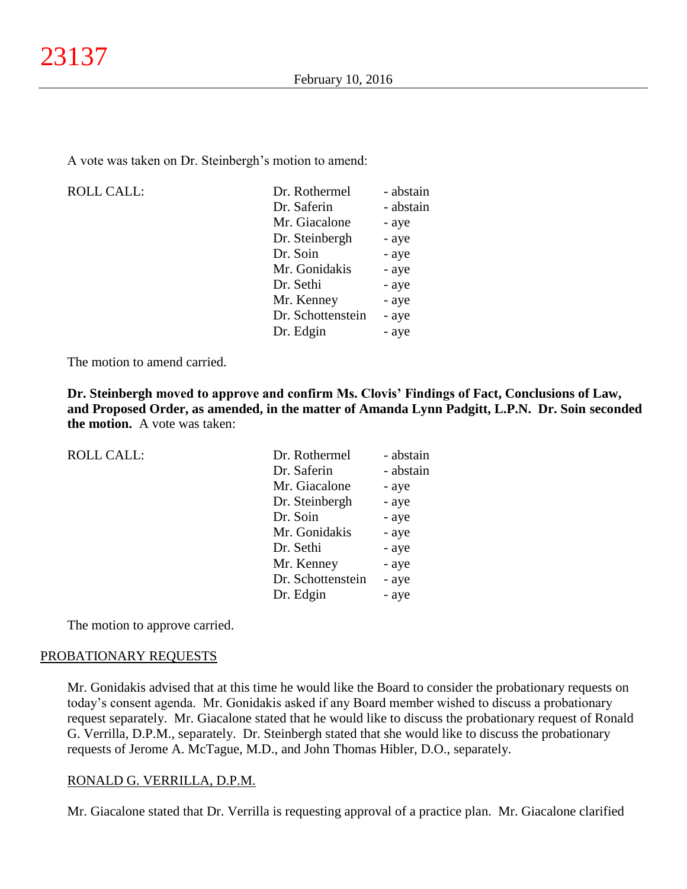A vote was taken on Dr. Steinbergh's motion to amend:

| ROLL CALL: | Dr. Rothermel | - abstain |
|---|---|---|
| | Dr. Saferin | - abstain |
| | Mr. Giacalone | - aye |
| | Dr. Steinbergh | - aye |
| | Dr. Soin | - aye |
| | Mr. Gonidakis | - aye |
| | Dr. Sethi | - aye |
| | Mr. Kenney | - aye |
| | Dr. Schottenstein | - aye |
| | Dr. Edgin | - aye |

The motion to amend carried.

**Dr. Steinbergh moved to approve and confirm Ms. Clovis' Findings of Fact, Conclusions of Law, and Proposed Order, as amended, in the matter of Amanda Lynn Padgitt, L.P.N. Dr. Soin seconded the motion.** A vote was taken:

| ROLL CALL: | Dr. Rothermel | - abstain |
|---|---|---|
| | Dr. Saferin | - abstain |
| | Mr. Giacalone | - aye |
| | Dr. Steinbergh | - aye |
| | Dr. Soin | - aye |
| | Mr. Gonidakis | - aye |
| | Dr. Sethi | - aye |
| | Mr. Kenney | - aye |
| | Dr. Schottenstein | - aye |
| | Dr. Edgin | - aye |

The motion to approve carried.

## PROBATIONARY REQUESTS

Mr. Gonidakis advised that at this time he would like the Board to consider the probationary requests on today's consent agenda. Mr. Gonidakis asked if any Board member wished to discuss a probationary request separately. Mr. Giacalone stated that he would like to discuss the probationary request of Ronald G. Verrilla, D.P.M., separately. Dr. Steinbergh stated that she would like to discuss the probationary requests of Jerome A. McTague, M.D., and John Thomas Hibler, D.O., separately.

### RONALD G. VERRILLA, D.P.M.

Mr. Giacalone stated that Dr. Verrilla is requesting approval of a practice plan. Mr. Giacalone clarified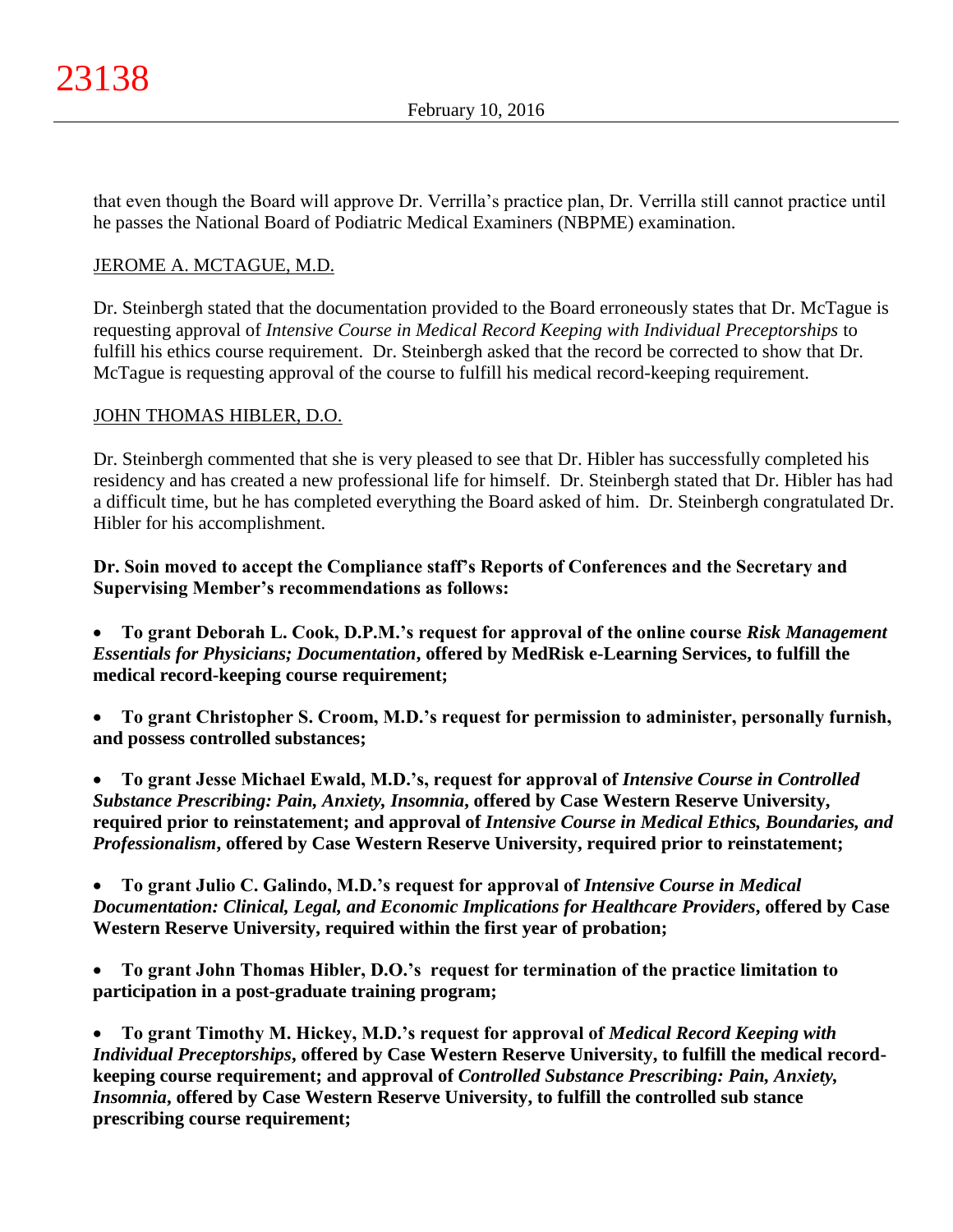that even though the Board will approve Dr. Verrilla's practice plan, Dr. Verrilla still cannot practice until he passes the National Board of Podiatric Medical Examiners (NBPME) examination.

JEROME A. MCTAGUE, M.D.

Dr. Steinbergh stated that the documentation provided to the Board erroneously states that Dr. McTague is requesting approval of *Intensive Course in Medical Record Keeping with Individual Preceptorships* to fulfill his ethics course requirement. Dr. Steinbergh asked that the record be corrected to show that Dr. McTague is requesting approval of the course to fulfill his medical record-keeping requirement.

JOHN THOMAS HIBLER, D.O.

Dr. Steinbergh commented that she is very pleased to see that Dr. Hibler has successfully completed his residency and has created a new professional life for himself. Dr. Steinbergh stated that Dr. Hibler has had a difficult time, but he has completed everything the Board asked of him. Dr. Steinbergh congratulated Dr. Hibler for his accomplishment.

**Dr. Soin moved to accept the Compliance staff's Reports of Conferences and the Secretary and Supervising Member's recommendations as follows:**

- **To grant Deborah L. Cook, D.P.M.'s request for approval of the online course *Risk Management Essentials for Physicians; Documentation*, offered by MedRisk e-Learning Services, to fulfill the medical record-keeping course requirement;**

- **To grant Christopher S. Croom, M.D.'s request for permission to administer, personally furnish, and possess controlled substances;**

- **To grant Jesse Michael Ewald, M.D.'s, request for approval of *Intensive Course in Controlled Substance Prescribing: Pain, Anxiety, Insomnia*, offered by Case Western Reserve University, required prior to reinstatement; and approval of *Intensive Course in Medical Ethics, Boundaries, and Professionalism*, offered by Case Western Reserve University, required prior to reinstatement;**

- **To grant Julio C. Galindo, M.D.'s request for approval of *Intensive Course in Medical Documentation: Clinical, Legal, and Economic Implications for Healthcare Providers*, offered by Case Western Reserve University, required within the first year of probation;**

- **To grant John Thomas Hibler, D.O.'s request for termination of the practice limitation to participation in a post-graduate training program;**

- **To grant Timothy M. Hickey, M.D.'s request for approval of *Medical Record Keeping with Individual Preceptorships*, offered by Case Western Reserve University, to fulfill the medical record-keeping course requirement; and approval of *Controlled Substance Prescribing: Pain, Anxiety, Insomnia*, offered by Case Western Reserve University, to fulfill the controlled sub stance prescribing course requirement;**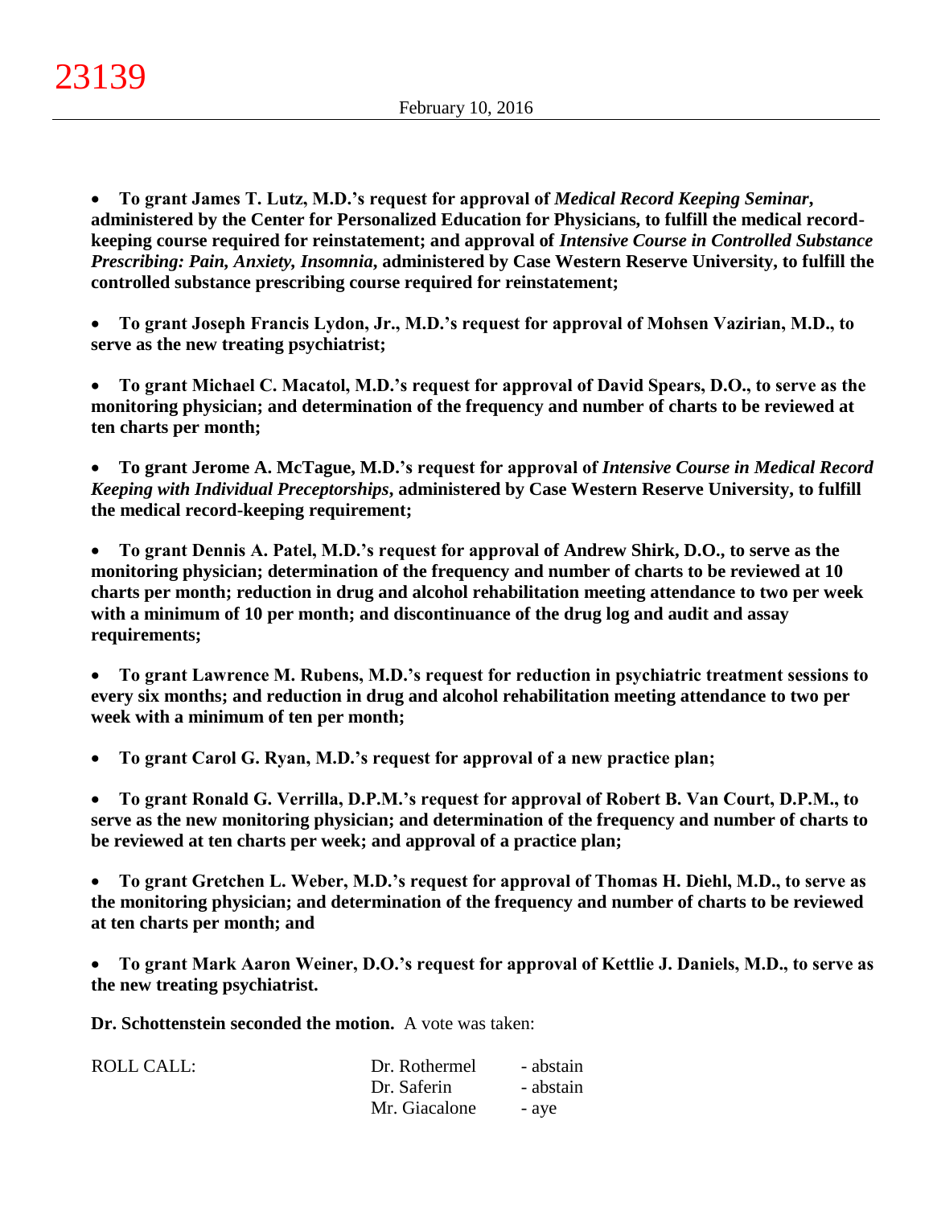- **To grant James T. Lutz, M.D.'s request for approval of *Medical Record Keeping Seminar*, administered by the Center for Personalized Education for Physicians, to fulfill the medical record-keeping course required for reinstatement; and approval of *Intensive Course in Controlled Substance Prescribing: Pain, Anxiety, Insomnia,* administered by Case Western Reserve University, to fulfill the controlled substance prescribing course required for reinstatement;**

- **To grant Joseph Francis Lydon, Jr., M.D.'s request for approval of Mohsen Vazirian, M.D., to serve as the new treating psychiatrist;**

- **To grant Michael C. Macatol, M.D.'s request for approval of David Spears, D.O., to serve as the monitoring physician; and determination of the frequency and number of charts to be reviewed at ten charts per month;**

- **To grant Jerome A. McTague, M.D.'s request for approval of *Intensive Course in Medical Record Keeping with Individual Preceptorships*, administered by Case Western Reserve University, to fulfill the medical record-keeping requirement;**

- **To grant Dennis A. Patel, M.D.'s request for approval of Andrew Shirk, D.O., to serve as the monitoring physician; determination of the frequency and number of charts to be reviewed at 10 charts per month; reduction in drug and alcohol rehabilitation meeting attendance to two per week with a minimum of 10 per month; and discontinuance of the drug log and audit and assay requirements;**

- **To grant Lawrence M. Rubens, M.D.'s request for reduction in psychiatric treatment sessions to every six months; and reduction in drug and alcohol rehabilitation meeting attendance to two per week with a minimum of ten per month;**

- **To grant Carol G. Ryan, M.D.'s request for approval of a new practice plan;**

- **To grant Ronald G. Verrilla, D.P.M.'s request for approval of Robert B. Van Court, D.P.M., to serve as the new monitoring physician; and determination of the frequency and number of charts to be reviewed at ten charts per week; and approval of a practice plan;**

- **To grant Gretchen L. Weber, M.D.'s request for approval of Thomas H. Diehl, M.D., to serve as the monitoring physician; and determination of the frequency and number of charts to be reviewed at ten charts per month; and**

- **To grant Mark Aaron Weiner, D.O.'s request for approval of Kettlie J. Daniels, M.D., to serve as the new treating psychiatrist.**

**Dr. Schottenstein seconded the motion.** A vote was taken:

| ROLL CALL: | Dr. Rothermel | - abstain |
|---|---|---|
| | Dr. Saferin | - abstain |
| | Mr. Giacalone | - aye |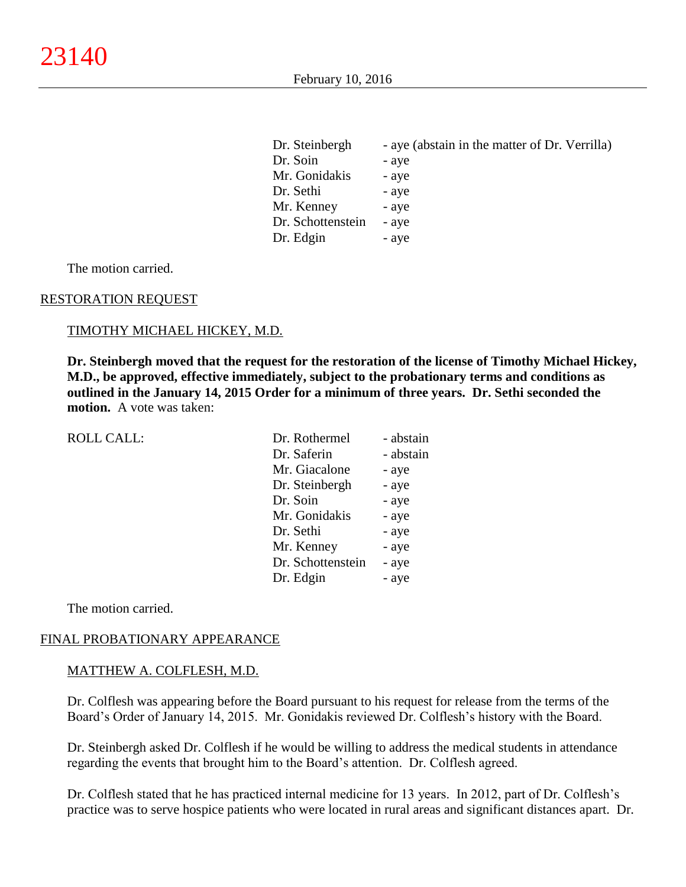| | |
|---|---|
| Dr. Steinbergh | - aye (abstain in the matter of Dr. Verrilla) |
| Dr. Soin | - aye |
| Mr. Gonidakis | - aye |
| Dr. Sethi | - aye |
| Mr. Kenney | - aye |
| Dr. Schottenstein | - aye |
| Dr. Edgin | - aye |

The motion carried.

RESTORATION REQUEST

TIMOTHY MICHAEL HICKEY, M.D.

**Dr. Steinbergh moved that the request for the restoration of the license of Timothy Michael Hickey, M.D., be approved, effective immediately, subject to the probationary terms and conditions as outlined in the January 14, 2015 Order for a minimum of three years. Dr. Sethi seconded the motion.** A vote was taken:

| ROLL CALL: | | |
|---|---|---|
| | Dr. Rothermel | - abstain |
| | Dr. Saferin | - abstain |
| | Mr. Giacalone | - aye |
| | Dr. Steinbergh | - aye |
| | Dr. Soin | - aye |
| | Mr. Gonidakis | - aye |
| | Dr. Sethi | - aye |
| | Mr. Kenney | - aye |
| | Dr. Schottenstein | - aye |
| | Dr. Edgin | - aye |

The motion carried.

FINAL PROBATIONARY APPEARANCE

MATTHEW A. COLFLESH, M.D.

Dr. Colflesh was appearing before the Board pursuant to his request for release from the terms of the Board's Order of January 14, 2015. Mr. Gonidakis reviewed Dr. Colflesh's history with the Board.

Dr. Steinbergh asked Dr. Colflesh if he would be willing to address the medical students in attendance regarding the events that brought him to the Board's attention. Dr. Colflesh agreed.

Dr. Colflesh stated that he has practiced internal medicine for 13 years. In 2012, part of Dr. Colflesh's practice was to serve hospice patients who were located in rural areas and significant distances apart. Dr.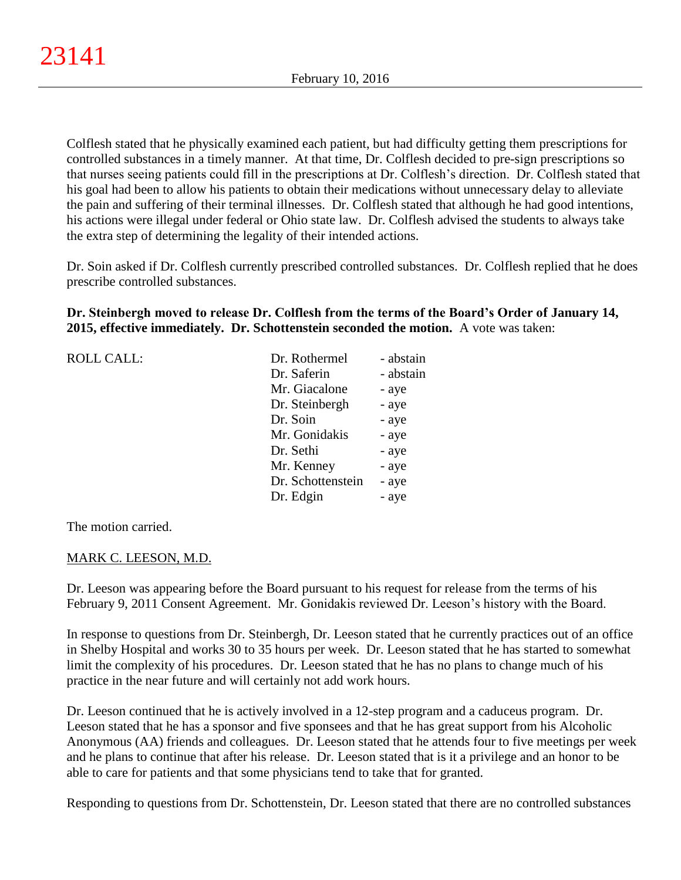Colflesh stated that he physically examined each patient, but had difficulty getting them prescriptions for controlled substances in a timely manner. At that time, Dr. Colflesh decided to pre-sign prescriptions so that nurses seeing patients could fill in the prescriptions at Dr. Colflesh's direction. Dr. Colflesh stated that his goal had been to allow his patients to obtain their medications without unnecessary delay to alleviate the pain and suffering of their terminal illnesses. Dr. Colflesh stated that although he had good intentions, his actions were illegal under federal or Ohio state law. Dr. Colflesh advised the students to always take the extra step of determining the legality of their intended actions.

Dr. Soin asked if Dr. Colflesh currently prescribed controlled substances. Dr. Colflesh replied that he does prescribe controlled substances.

**Dr. Steinbergh moved to release Dr. Colflesh from the terms of the Board's Order of January 14, 2015, effective immediately. Dr. Schottenstein seconded the motion.** A vote was taken:

| ROLL CALL: | | |
|---|---|---|
| | Dr. Rothermel | - abstain |
| | Dr. Saferin | - abstain |
| | Mr. Giacalone | - aye |
| | Dr. Steinbergh | - aye |
| | Dr. Soin | - aye |
| | Mr. Gonidakis | - aye |
| | Dr. Sethi | - aye |
| | Mr. Kenney | - aye |
| | Dr. Schottenstein | - aye |
| | Dr. Edgin | - aye |

The motion carried.

MARK C. LEESON, M.D.

Dr. Leeson was appearing before the Board pursuant to his request for release from the terms of his February 9, 2011 Consent Agreement. Mr. Gonidakis reviewed Dr. Leeson's history with the Board.

In response to questions from Dr. Steinbergh, Dr. Leeson stated that he currently practices out of an office in Shelby Hospital and works 30 to 35 hours per week. Dr. Leeson stated that he has started to somewhat limit the complexity of his procedures. Dr. Leeson stated that he has no plans to change much of his practice in the near future and will certainly not add work hours.

Dr. Leeson continued that he is actively involved in a 12-step program and a caduceus program. Dr. Leeson stated that he has a sponsor and five sponsees and that he has great support from his Alcoholic Anonymous (AA) friends and colleagues. Dr. Leeson stated that he attends four to five meetings per week and he plans to continue that after his release. Dr. Leeson stated that is it a privilege and an honor to be able to care for patients and that some physicians tend to take that for granted.

Responding to questions from Dr. Schottenstein, Dr. Leeson stated that there are no controlled substances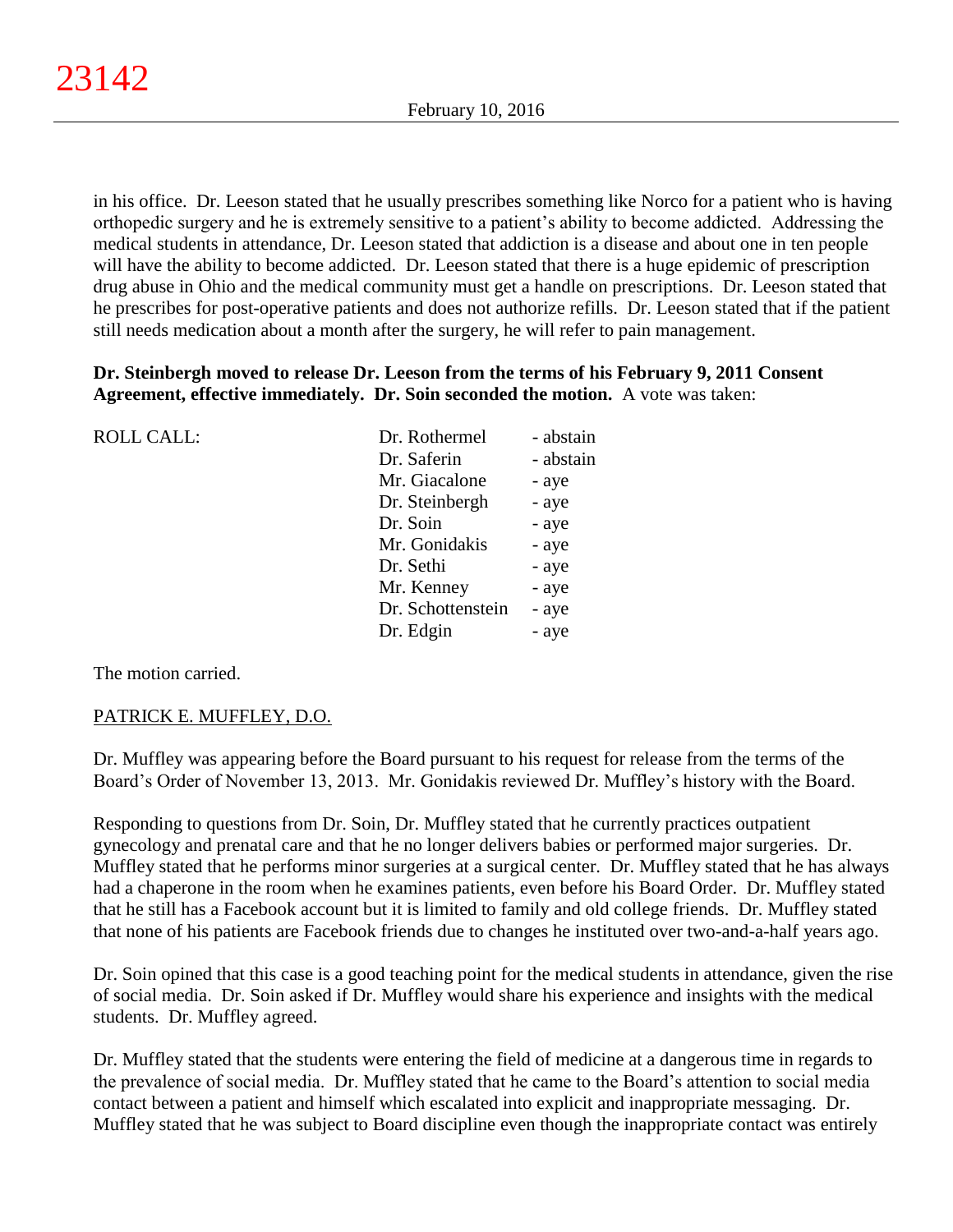in his office. Dr. Leeson stated that he usually prescribes something like Norco for a patient who is having orthopedic surgery and he is extremely sensitive to a patient's ability to become addicted. Addressing the medical students in attendance, Dr. Leeson stated that addiction is a disease and about one in ten people will have the ability to become addicted. Dr. Leeson stated that there is a huge epidemic of prescription drug abuse in Ohio and the medical community must get a handle on prescriptions. Dr. Leeson stated that he prescribes for post-operative patients and does not authorize refills. Dr. Leeson stated that if the patient still needs medication about a month after the surgery, he will refer to pain management.

**Dr. Steinbergh moved to release Dr. Leeson from the terms of his February 9, 2011 Consent Agreement, effective immediately. Dr. Soin seconded the motion.** A vote was taken:

| ROLL CALL: | Dr. Rothermel | - abstain |
|---|---|---|
| | Dr. Saferin | - abstain |
| | Mr. Giacalone | - aye |
| | Dr. Steinbergh | - aye |
| | Dr. Soin | - aye |
| | Mr. Gonidakis | - aye |
| | Dr. Sethi | - aye |
| | Mr. Kenney | - aye |
| | Dr. Schottenstein | - aye |
| | Dr. Edgin | - aye |

The motion carried.

PATRICK E. MUFFLEY, D.O.

Dr. Muffley was appearing before the Board pursuant to his request for release from the terms of the Board's Order of November 13, 2013. Mr. Gonidakis reviewed Dr. Muffley's history with the Board.

Responding to questions from Dr. Soin, Dr. Muffley stated that he currently practices outpatient gynecology and prenatal care and that he no longer delivers babies or performed major surgeries. Dr. Muffley stated that he performs minor surgeries at a surgical center. Dr. Muffley stated that he has always had a chaperone in the room when he examines patients, even before his Board Order. Dr. Muffley stated that he still has a Facebook account but it is limited to family and old college friends. Dr. Muffley stated that none of his patients are Facebook friends due to changes he instituted over two-and-a-half years ago.

Dr. Soin opined that this case is a good teaching point for the medical students in attendance, given the rise of social media. Dr. Soin asked if Dr. Muffley would share his experience and insights with the medical students. Dr. Muffley agreed.

Dr. Muffley stated that the students were entering the field of medicine at a dangerous time in regards to the prevalence of social media. Dr. Muffley stated that he came to the Board's attention to social media contact between a patient and himself which escalated into explicit and inappropriate messaging. Dr. Muffley stated that he was subject to Board discipline even though the inappropriate contact was entirely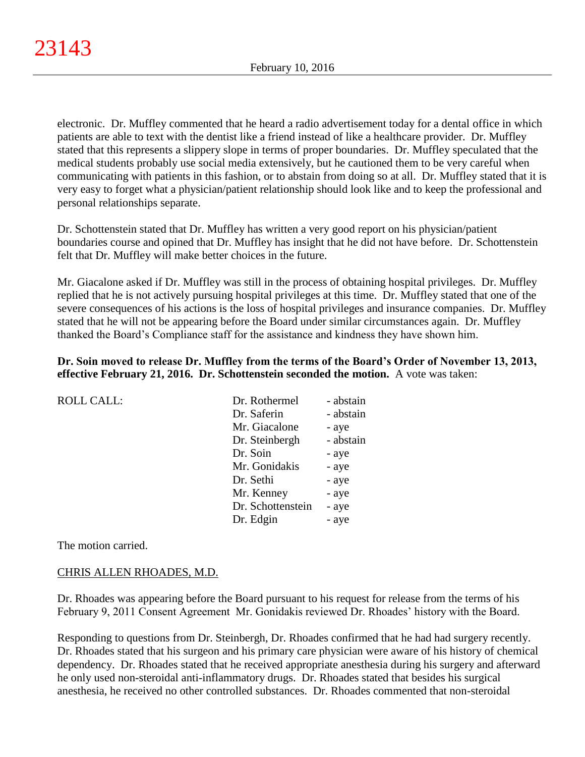electronic. Dr. Muffley commented that he heard a radio advertisement today for a dental office in which patients are able to text with the dentist like a friend instead of like a healthcare provider. Dr. Muffley stated that this represents a slippery slope in terms of proper boundaries. Dr. Muffley speculated that the medical students probably use social media extensively, but he cautioned them to be very careful when communicating with patients in this fashion, or to abstain from doing so at all. Dr. Muffley stated that it is very easy to forget what a physician/patient relationship should look like and to keep the professional and personal relationships separate.

Dr. Schottenstein stated that Dr. Muffley has written a very good report on his physician/patient boundaries course and opined that Dr. Muffley has insight that he did not have before. Dr. Schottenstein felt that Dr. Muffley will make better choices in the future.

Mr. Giacalone asked if Dr. Muffley was still in the process of obtaining hospital privileges. Dr. Muffley replied that he is not actively pursuing hospital privileges at this time. Dr. Muffley stated that one of the severe consequences of his actions is the loss of hospital privileges and insurance companies. Dr. Muffley stated that he will not be appearing before the Board under similar circumstances again. Dr. Muffley thanked the Board's Compliance staff for the assistance and kindness they have shown him.

**Dr. Soin moved to release Dr. Muffley from the terms of the Board's Order of November 13, 2013, effective February 21, 2016. Dr. Schottenstein seconded the motion.** A vote was taken:

| ROLL CALL: | Dr. Rothermel | - abstain |
|---|---|---|
| | Dr. Saferin | - abstain |
| | Mr. Giacalone | - aye |
| | Dr. Steinbergh | - abstain |
| | Dr. Soin | - aye |
| | Mr. Gonidakis | - aye |
| | Dr. Sethi | - aye |
| | Mr. Kenney | - aye |
| | Dr. Schottenstein | - aye |
| | Dr. Edgin | - aye |

The motion carried.

CHRIS ALLEN RHOADES, M.D.

Dr. Rhoades was appearing before the Board pursuant to his request for release from the terms of his February 9, 2011 Consent Agreement Mr. Gonidakis reviewed Dr. Rhoades' history with the Board.

Responding to questions from Dr. Steinbergh, Dr. Rhoades confirmed that he had had surgery recently. Dr. Rhoades stated that his surgeon and his primary care physician were aware of his history of chemical dependency. Dr. Rhoades stated that he received appropriate anesthesia during his surgery and afterward he only used non-steroidal anti-inflammatory drugs. Dr. Rhoades stated that besides his surgical anesthesia, he received no other controlled substances. Dr. Rhoades commented that non-steroidal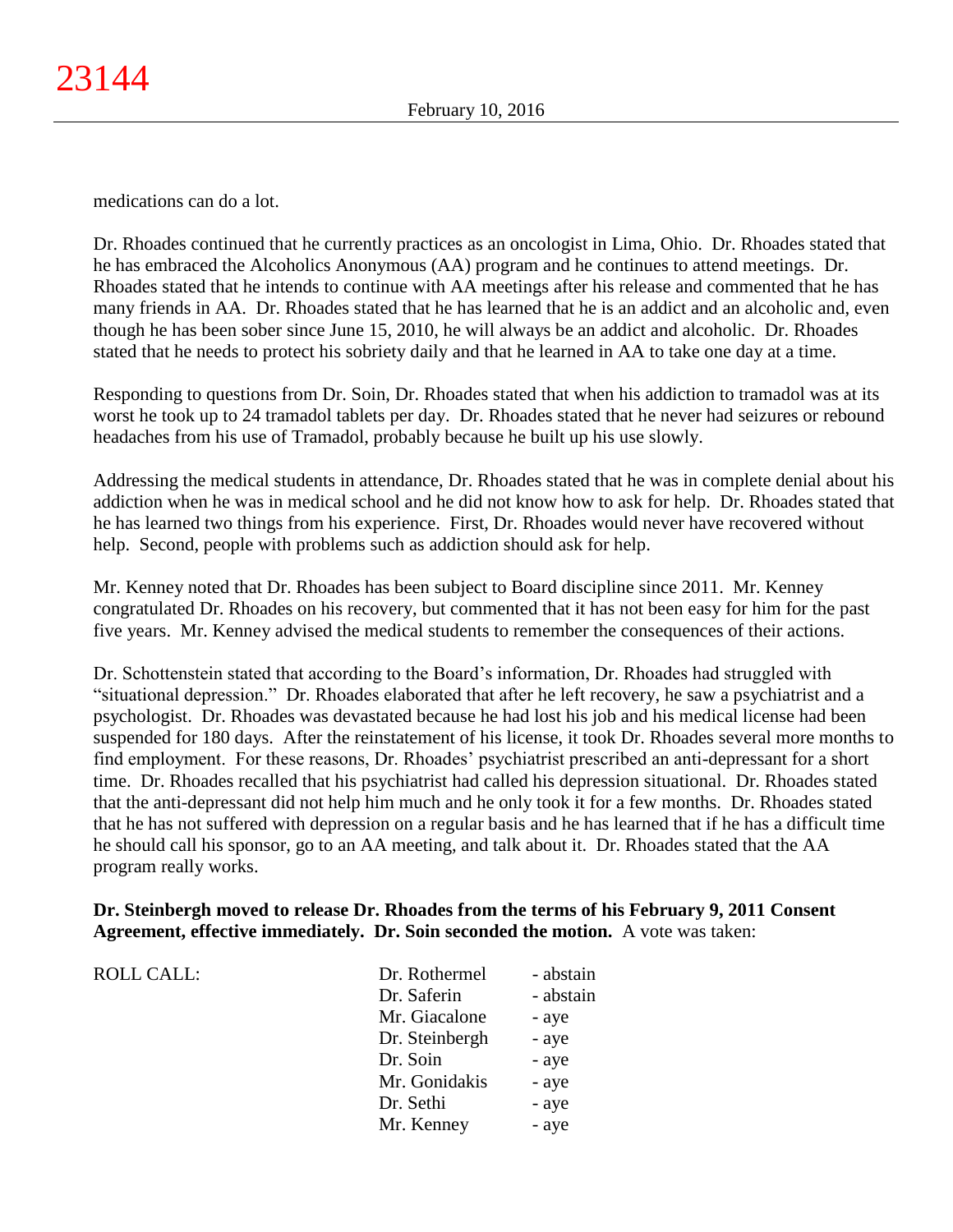medications can do a lot.

Dr. Rhoades continued that he currently practices as an oncologist in Lima, Ohio. Dr. Rhoades stated that he has embraced the Alcoholics Anonymous (AA) program and he continues to attend meetings. Dr. Rhoades stated that he intends to continue with AA meetings after his release and commented that he has many friends in AA. Dr. Rhoades stated that he has learned that he is an addict and an alcoholic and, even though he has been sober since June 15, 2010, he will always be an addict and alcoholic. Dr. Rhoades stated that he needs to protect his sobriety daily and that he learned in AA to take one day at a time.

Responding to questions from Dr. Soin, Dr. Rhoades stated that when his addiction to tramadol was at its worst he took up to 24 tramadol tablets per day. Dr. Rhoades stated that he never had seizures or rebound headaches from his use of Tramadol, probably because he built up his use slowly.

Addressing the medical students in attendance, Dr. Rhoades stated that he was in complete denial about his addiction when he was in medical school and he did not know how to ask for help. Dr. Rhoades stated that he has learned two things from his experience. First, Dr. Rhoades would never have recovered without help. Second, people with problems such as addiction should ask for help.

Mr. Kenney noted that Dr. Rhoades has been subject to Board discipline since 2011. Mr. Kenney congratulated Dr. Rhoades on his recovery, but commented that it has not been easy for him for the past five years. Mr. Kenney advised the medical students to remember the consequences of their actions.

Dr. Schottenstein stated that according to the Board's information, Dr. Rhoades had struggled with "situational depression." Dr. Rhoades elaborated that after he left recovery, he saw a psychiatrist and a psychologist. Dr. Rhoades was devastated because he had lost his job and his medical license had been suspended for 180 days. After the reinstatement of his license, it took Dr. Rhoades several more months to find employment. For these reasons, Dr. Rhoades' psychiatrist prescribed an anti-depressant for a short time. Dr. Rhoades recalled that his psychiatrist had called his depression situational. Dr. Rhoades stated that the anti-depressant did not help him much and he only took it for a few months. Dr. Rhoades stated that he has not suffered with depression on a regular basis and he has learned that if he has a difficult time he should call his sponsor, go to an AA meeting, and talk about it. Dr. Rhoades stated that the AA program really works.

**Dr. Steinbergh moved to release Dr. Rhoades from the terms of his February 9, 2011 Consent Agreement, effective immediately. Dr. Soin seconded the motion.** A vote was taken:

| ROLL CALL: | | |
|---|---|---|
| | Dr. Rothermel | - abstain |
| | Dr. Saferin | - abstain |
| | Mr. Giacalone | - aye |
| | Dr. Steinbergh | - aye |
| | Dr. Soin | - aye |
| | Mr. Gonidakis | - aye |
| | Dr. Sethi | - aye |
| | Mr. Kenney | - aye |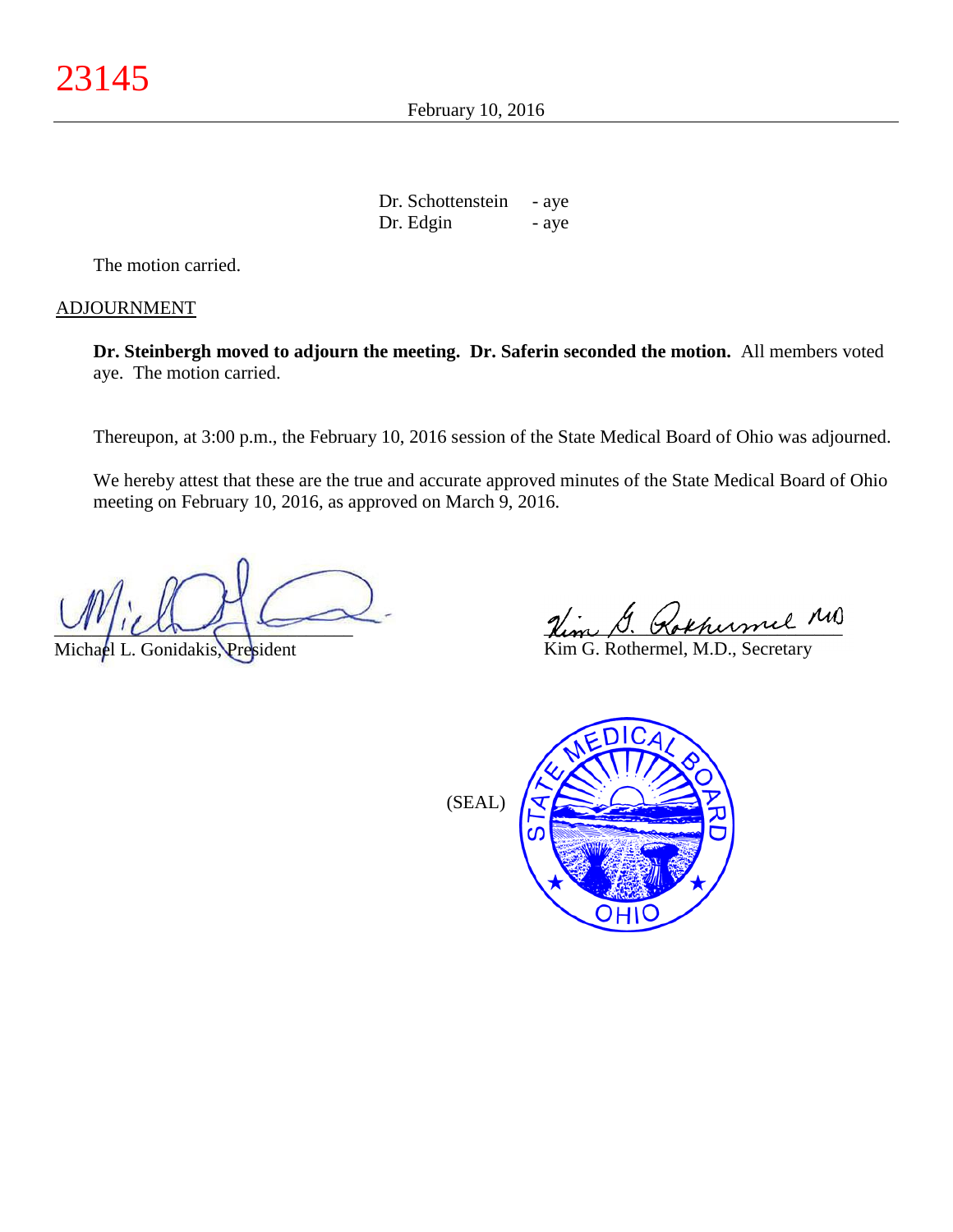Dr. Schottenstein - aye
Dr. Edgin - aye

The motion carried.

ADJOURNMENT

**Dr. Steinbergh moved to adjourn the meeting. Dr. Saferin seconded the motion.** All members voted aye. The motion carried.

Thereupon, at 3:00 p.m., the February 10, 2016 session of the State Medical Board of Ohio was adjourned.

We hereby attest that these are the true and accurate approved minutes of the State Medical Board of Ohio meeting on February 10, 2016, as approved on March 9, 2016.

Michael L. Gonidakis, President

Kim G. Rothermel, M.D., Secretary

(SEAL)